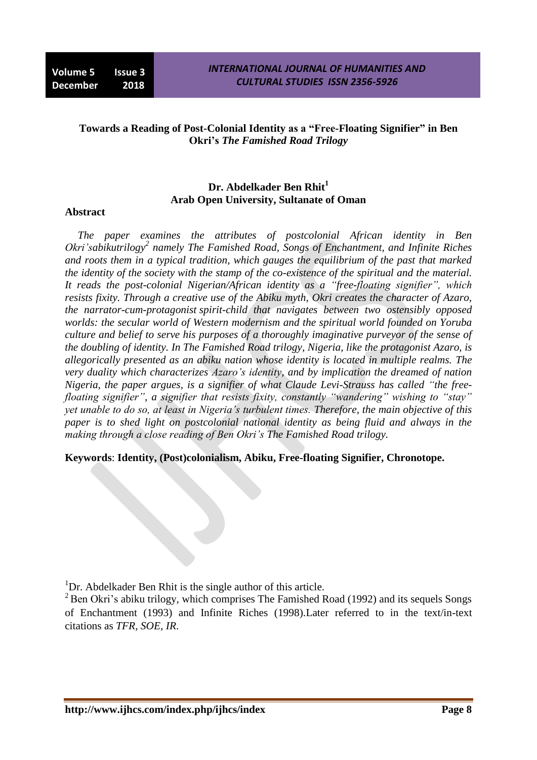# Towards a Reading of Post-Colonial Identity as a "Free-Floating Signifier" in Ben Okri's *The Famished Road Trilogy*

**Dr. Abdelkader Ben Rhit[1]**
**Arab Open University, Sultanate of Oman**

## Abstract

*The paper examines the attributes of postcolonial African identity in Ben Okri'sabikutrilogy[2] namely The Famished Road, Songs of Enchantment, and Infinite Riches and roots them in a typical tradition, which gauges the equilibrium of the past that marked the identity of the society with the stamp of the co-existence of the spiritual and the material. It reads the post-colonial Nigerian/African identity as a "free-floating signifier", which resists fixity. Through a creative use of the Abiku myth, Okri creates the character of Azaro, the narrator-cum-protagonist spirit-child that navigates between two ostensibly opposed worlds: the secular world of Western modernism and the spiritual world founded on Yoruba culture and belief to serve his purposes of a thoroughly imaginative purveyor of the sense of the doubling of identity. In The Famished Road trilogy, Nigeria, like the protagonist Azaro, is allegorically presented as an abiku nation whose identity is located in multiple realms. The very duality which characterizes Azaro's identity, and by implication the dreamed of nation Nigeria, the paper argues, is a signifier of what Claude Levi-Strauss has called "the free-floating signifier", a signifier that resists fixity, constantly "wandering" wishing to "stay" yet unable to do so, at least in Nigeria's turbulent times. Therefore, the main objective of this paper is to shed light on postcolonial national identity as being fluid and always in the making through a close reading of Ben Okri's The Famished Road trilogy.*

**Keywords**: **Identity, (Post)colonialism, Abiku, Free-floating Signifier, Chronotope.**

---

[1]Dr. Abdelkader Ben Rhit is the single author of this article.

[2] Ben Okri's abiku trilogy, which comprises The Famished Road (1992) and its sequels Songs of Enchantment (1993) and Infinite Riches (1998).Later referred to in the text/in-text citations as *TFR, SOE, IR*.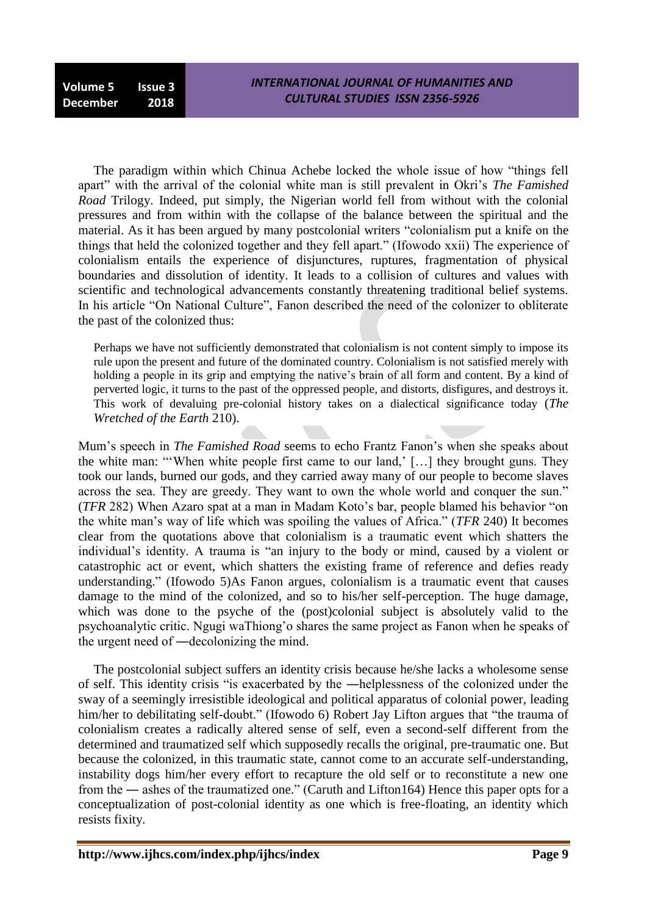The paradigm within which Chinua Achebe locked the whole issue of how "things fell apart" with the arrival of the colonial white man is still prevalent in Okri's *The Famished Road* Trilogy. Indeed, put simply, the Nigerian world fell from without with the colonial pressures and from within with the collapse of the balance between the spiritual and the material. As it has been argued by many postcolonial writers "colonialism put a knife on the things that held the colonized together and they fell apart." (Ifowodo xxii) The experience of colonialism entails the experience of disjunctures, ruptures, fragmentation of physical boundaries and dissolution of identity. It leads to a collision of cultures and values with scientific and technological advancements constantly threatening traditional belief systems. In his article "On National Culture", Fanon described the need of the colonizer to obliterate the past of the colonized thus:

> Perhaps we have not sufficiently demonstrated that colonialism is not content simply to impose its rule upon the present and future of the dominated country. Colonialism is not satisfied merely with holding a people in its grip and emptying the native's brain of all form and content. By a kind of perverted logic, it turns to the past of the oppressed people, and distorts, disfigures, and destroys it. This work of devaluing pre-colonial history takes on a dialectical significance today (*The Wretched of the Earth* 210).

Mum's speech in *The Famished Road* seems to echo Frantz Fanon's when she speaks about the white man: "'When white people first came to our land,' […] they brought guns. They took our lands, burned our gods, and they carried away many of our people to become slaves across the sea. They are greedy. They want to own the whole world and conquer the sun." (*TFR* 282) When Azaro spat at a man in Madam Koto's bar, people blamed his behavior "on the white man's way of life which was spoiling the values of Africa." (*TFR* 240) It becomes clear from the quotations above that colonialism is a traumatic event which shatters the individual's identity. A trauma is "an injury to the body or mind, caused by a violent or catastrophic act or event, which shatters the existing frame of reference and defies ready understanding." (Ifowodo 5)As Fanon argues, colonialism is a traumatic event that causes damage to the mind of the colonized, and so to his/her self-perception. The huge damage, which was done to the psyche of the (post)colonial subject is absolutely valid to the psychoanalytic critic. Ngugi waThiong'o shares the same project as Fanon when he speaks of the urgent need of ―decolonizing the mind.

The postcolonial subject suffers an identity crisis because he/she lacks a wholesome sense of self. This identity crisis "is exacerbated by the ―helplessness of the colonized under the sway of a seemingly irresistible ideological and political apparatus of colonial power, leading him/her to debilitating self-doubt." (Ifowodo 6) Robert Jay Lifton argues that "the trauma of colonialism creates a radically altered sense of self, even a second-self different from the determined and traumatized self which supposedly recalls the original, pre-traumatic one. But because the colonized, in this traumatic state, cannot come to an accurate self-understanding, instability dogs him/her every effort to recapture the old self or to reconstitute a new one from the ― ashes of the traumatized one." (Caruth and Lifton164) Hence this paper opts for a conceptualization of post-colonial identity as one which is free-floating, an identity which resists fixity.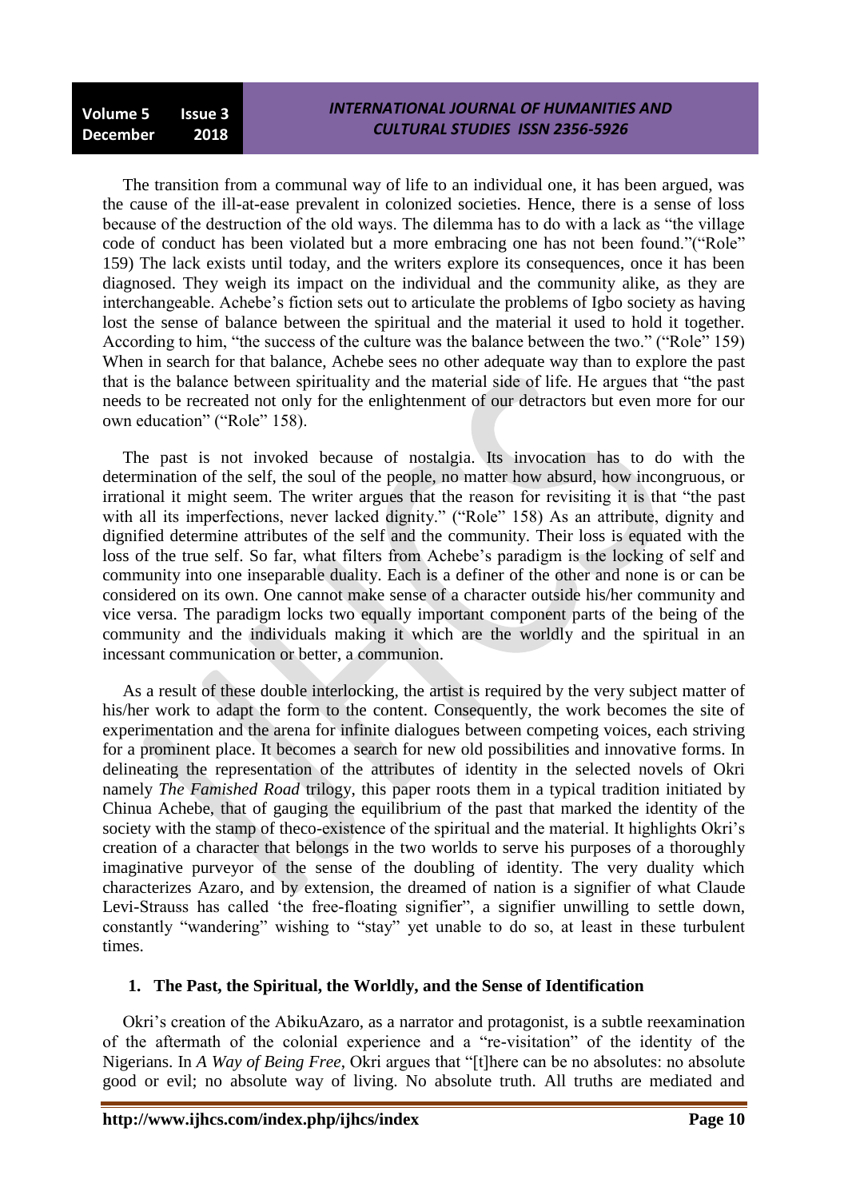The transition from a communal way of life to an individual one, it has been argued, was the cause of the ill-at-ease prevalent in colonized societies. Hence, there is a sense of loss because of the destruction of the old ways. The dilemma has to do with a lack as "the village code of conduct has been violated but a more embracing one has not been found."("Role" 159) The lack exists until today, and the writers explore its consequences, once it has been diagnosed. They weigh its impact on the individual and the community alike, as they are interchangeable. Achebe's fiction sets out to articulate the problems of Igbo society as having lost the sense of balance between the spiritual and the material it used to hold it together. According to him, "the success of the culture was the balance between the two." ("Role" 159) When in search for that balance, Achebe sees no other adequate way than to explore the past that is the balance between spirituality and the material side of life. He argues that "the past needs to be recreated not only for the enlightenment of our detractors but even more for our own education" ("Role" 158).

The past is not invoked because of nostalgia. Its invocation has to do with the determination of the self, the soul of the people, no matter how absurd, how incongruous, or irrational it might seem. The writer argues that the reason for revisiting it is that "the past with all its imperfections, never lacked dignity." ("Role" 158) As an attribute, dignity and dignified determine attributes of the self and the community. Their loss is equated with the loss of the true self. So far, what filters from Achebe's paradigm is the locking of self and community into one inseparable duality. Each is a definer of the other and none is or can be considered on its own. One cannot make sense of a character outside his/her community and vice versa. The paradigm locks two equally important component parts of the being of the community and the individuals making it which are the worldly and the spiritual in an incessant communication or better, a communion.

As a result of these double interlocking, the artist is required by the very subject matter of his/her work to adapt the form to the content. Consequently, the work becomes the site of experimentation and the arena for infinite dialogues between competing voices, each striving for a prominent place. It becomes a search for new old possibilities and innovative forms. In delineating the representation of the attributes of identity in the selected novels of Okri namely *The Famished Road* trilogy, this paper roots them in a typical tradition initiated by Chinua Achebe, that of gauging the equilibrium of the past that marked the identity of the society with the stamp of theco-existence of the spiritual and the material. It highlights Okri's creation of a character that belongs in the two worlds to serve his purposes of a thoroughly imaginative purveyor of the sense of the doubling of identity. The very duality which characterizes Azaro, and by extension, the dreamed of nation is a signifier of what Claude Levi-Strauss has called 'the free-floating signifier", a signifier unwilling to settle down, constantly "wandering" wishing to "stay" yet unable to do so, at least in these turbulent times.

## 1. The Past, the Spiritual, the Worldly, and the Sense of Identification

Okri's creation of the AbikuAzaro, as a narrator and protagonist, is a subtle reexamination of the aftermath of the colonial experience and a "re-visitation" of the identity of the Nigerians. In *A Way of Being Free*, Okri argues that "[t]here can be no absolutes: no absolute good or evil; no absolute way of living. No absolute truth. All truths are mediated and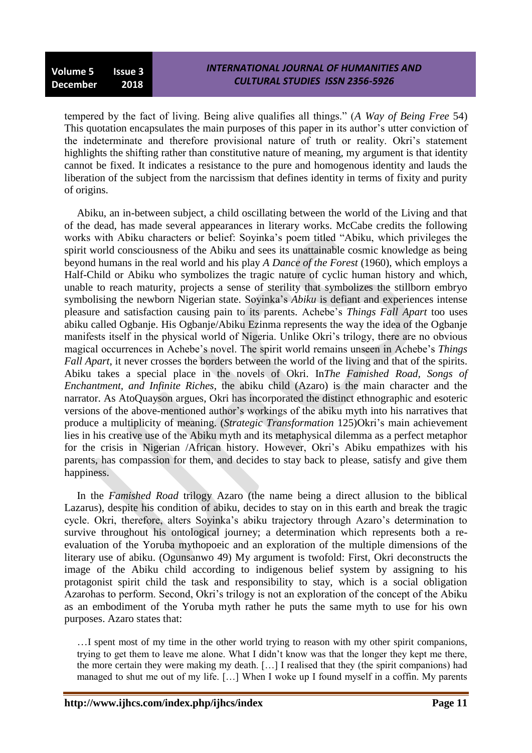tempered by the fact of living. Being alive qualifies all things." (*A Way of Being Free* 54) This quotation encapsulates the main purposes of this paper in its author's utter conviction of the indeterminate and therefore provisional nature of truth or reality. Okri's statement highlights the shifting rather than constitutive nature of meaning, my argument is that identity cannot be fixed. It indicates a resistance to the pure and homogenous identity and lauds the liberation of the subject from the narcissism that defines identity in terms of fixity and purity of origins.

Abiku, an in-between subject, a child oscillating between the world of the Living and that of the dead, has made several appearances in literary works. McCabe credits the following works with Abiku characters or belief: Soyinka's poem titled "Abiku, which privileges the spirit world consciousness of the Abiku and sees its unattainable cosmic knowledge as being beyond humans in the real world and his play *A Dance of the Forest* (1960), which employs a Half-Child or Abiku who symbolizes the tragic nature of cyclic human history and which, unable to reach maturity, projects a sense of sterility that symbolizes the stillborn embryo symbolising the newborn Nigerian state. Soyinka's *Abiku* is defiant and experiences intense pleasure and satisfaction causing pain to its parents. Achebe's *Things Fall Apart* too uses abiku called Ogbanje. His Ogbanje/Abiku Ezinma represents the way the idea of the Ogbanje manifests itself in the physical world of Nigeria. Unlike Okri's trilogy, there are no obvious magical occurrences in Achebe's novel. The spirit world remains unseen in Achebe's *Things Fall Apart*, it never crosses the borders between the world of the living and that of the spirits. Abiku takes a special place in the novels of Okri. In*The Famished Road, Songs of Enchantment, and Infinite Riches*, the abiku child (Azaro) is the main character and the narrator. As AtoQuayson argues, Okri has incorporated the distinct ethnographic and esoteric versions of the above-mentioned author's workings of the abiku myth into his narratives that produce a multiplicity of meaning. (*Strategic Transformation* 125)Okri's main achievement lies in his creative use of the Abiku myth and its metaphysical dilemma as a perfect metaphor for the crisis in Nigerian /African history. However, Okri's Abiku empathizes with his parents, has compassion for them, and decides to stay back to please, satisfy and give them happiness.

In the *Famished Road* trilogy Azaro (the name being a direct allusion to the biblical Lazarus), despite his condition of abiku, decides to stay on in this earth and break the tragic cycle. Okri, therefore, alters Soyinka's abiku trajectory through Azaro's determination to survive throughout his ontological journey; a determination which represents both a re-evaluation of the Yoruba mythopoeic and an exploration of the multiple dimensions of the literary use of abiku. (Ogunsanwo 49) My argument is twofold: First, Okri deconstructs the image of the Abiku child according to indigenous belief system by assigning to his protagonist spirit child the task and responsibility to stay, which is a social obligation Azarohas to perform. Second, Okri's trilogy is not an exploration of the concept of the Abiku as an embodiment of the Yoruba myth rather he puts the same myth to use for his own purposes. Azaro states that:

> …I spent most of my time in the other world trying to reason with my other spirit companions, trying to get them to leave me alone. What I didn't know was that the longer they kept me there, the more certain they were making my death. […] I realised that they (the spirit companions) had managed to shut me out of my life. […] When I woke up I found myself in a coffin. My parents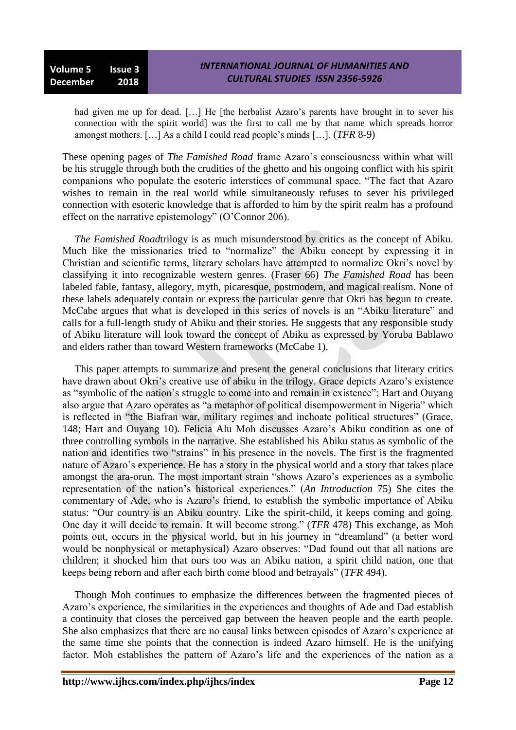> had given me up for dead. […] He [the herbalist Azaro's parents have brought in to sever his connection with the spirit world] was the first to call me by that name which spreads horror amongst mothers. […] As a child I could read people's minds […]. (*TFR* 8-9)

These opening pages of *The Famished Road* frame Azaro's consciousness within what will be his struggle through both the crudities of the ghetto and his ongoing conflict with his spirit companions who populate the esoteric interstices of communal space. "The fact that Azaro wishes to remain in the real world while simultaneously refuses to sever his privileged connection with esoteric knowledge that is afforded to him by the spirit realm has a profound effect on the narrative epistemology" (O'Connor 206).

*The Famished Road*trilogy is as much misunderstood by critics as the concept of Abiku. Much like the missionaries tried to "normalize" the Abiku concept by expressing it in Christian and scientific terms, literary scholars have attempted to normalize Okri's novel by classifying it into recognizable western genres. (Fraser 66) *The Famished Road* has been labeled fable, fantasy, allegory, myth, picaresque, postmodern, and magical realism. None of these labels adequately contain or express the particular genre that Okri has begun to create. McCabe argues that what is developed in this series of novels is an "Abiku literature" and calls for a full-length study of Abiku and their stories. He suggests that any responsible study of Abiku literature will look toward the concept of Abiku as expressed by Yoruba Bablawo and elders rather than toward Western frameworks (McCabe 1).

This paper attempts to summarize and present the general conclusions that literary critics have drawn about Okri's creative use of abiku in the trilogy. Grace depicts Azaro's existence as "symbolic of the nation's struggle to come into and remain in existence"; Hart and Ouyang also argue that Azaro operates as "a metaphor of political disempowerment in Nigeria" which is reflected in "the Biafran war, military regimes and inchoate political structures" (Grace, 148; Hart and Ouyang 10). Felicia Alu Moh discusses Azaro's Abiku condition as one of three controlling symbols in the narrative. She established his Abiku status as symbolic of the nation and identifies two "strains" in his presence in the novels. The first is the fragmented nature of Azaro's experience. He has a story in the physical world and a story that takes place amongst the ara-orun. The most important strain "shows Azaro's experiences as a symbolic representation of the nation's historical experiences." (*An Introduction* 75) She cites the commentary of Ade, who is Azaro's friend, to establish the symbolic importance of Abiku status: "Our country is an Abiku country. Like the spirit-child, it keeps coming and going. One day it will decide to remain. It will become strong." (*TFR* 478) This exchange, as Moh points out, occurs in the physical world, but in his journey in "dreamland" (a better word would be nonphysical or metaphysical) Azaro observes: "Dad found out that all nations are children; it shocked him that ours too was an Abiku nation, a spirit child nation, one that keeps being reborn and after each birth come blood and betrayals" (*TFR* 494).

Though Moh continues to emphasize the differences between the fragmented pieces of Azaro's experience, the similarities in the experiences and thoughts of Ade and Dad establish a continuity that closes the perceived gap between the heaven people and the earth people. She also emphasizes that there are no causal links between episodes of Azaro's experience at the same time she points that the connection is indeed Azaro himself. He is the unifying factor. Moh establishes the pattern of Azaro's life and the experiences of the nation as a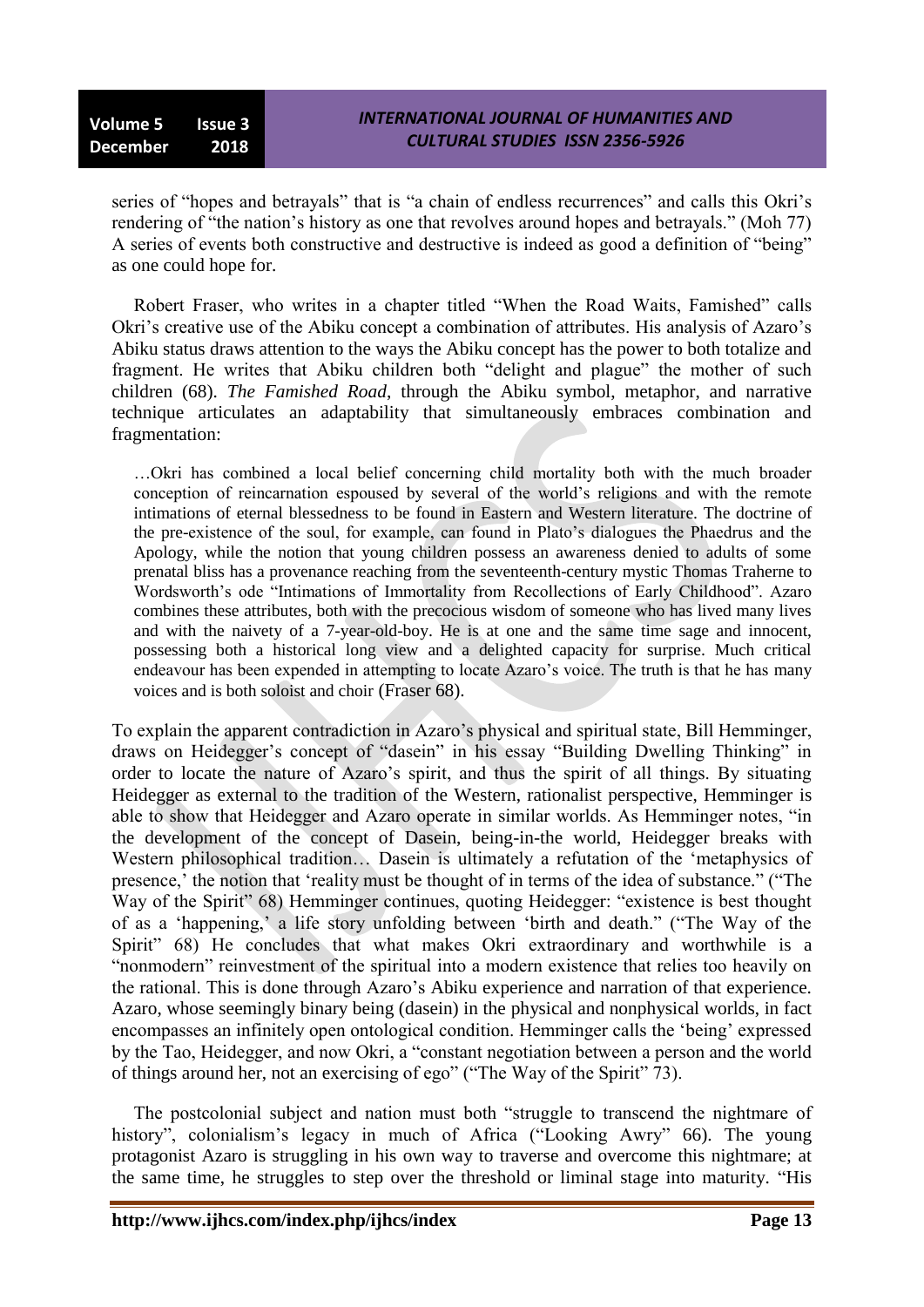series of "hopes and betrayals" that is "a chain of endless recurrences" and calls this Okri's rendering of "the nation's history as one that revolves around hopes and betrayals." (Moh 77) A series of events both constructive and destructive is indeed as good a definition of "being" as one could hope for.

Robert Fraser, who writes in a chapter titled "When the Road Waits, Famished" calls Okri's creative use of the Abiku concept a combination of attributes. His analysis of Azaro's Abiku status draws attention to the ways the Abiku concept has the power to both totalize and fragment. He writes that Abiku children both "delight and plague" the mother of such children (68). *The Famished Road,* through the Abiku symbol, metaphor, and narrative technique articulates an adaptability that simultaneously embraces combination and fragmentation:

> …Okri has combined a local belief concerning child mortality both with the much broader conception of reincarnation espoused by several of the world's religions and with the remote intimations of eternal blessedness to be found in Eastern and Western literature. The doctrine of the pre-existence of the soul, for example, can found in Plato's dialogues the Phaedrus and the Apology, while the notion that young children possess an awareness denied to adults of some prenatal bliss has a provenance reaching from the seventeenth-century mystic Thomas Traherne to Wordsworth's ode "Intimations of Immortality from Recollections of Early Childhood". Azaro combines these attributes, both with the precocious wisdom of someone who has lived many lives and with the naivety of a 7-year-old-boy. He is at one and the same time sage and innocent, possessing both a historical long view and a delighted capacity for surprise. Much critical endeavour has been expended in attempting to locate Azaro's voice. The truth is that he has many voices and is both soloist and choir (Fraser 68).

To explain the apparent contradiction in Azaro's physical and spiritual state, Bill Hemminger, draws on Heidegger's concept of "dasein" in his essay "Building Dwelling Thinking" in order to locate the nature of Azaro's spirit, and thus the spirit of all things. By situating Heidegger as external to the tradition of the Western, rationalist perspective, Hemminger is able to show that Heidegger and Azaro operate in similar worlds. As Hemminger notes, "in the development of the concept of Dasein, being-in-the world, Heidegger breaks with Western philosophical tradition… Dasein is ultimately a refutation of the 'metaphysics of presence,' the notion that 'reality must be thought of in terms of the idea of substance." ("The Way of the Spirit" 68) Hemminger continues, quoting Heidegger: "existence is best thought of as a 'happening,' a life story unfolding between 'birth and death." ("The Way of the Spirit" 68) He concludes that what makes Okri extraordinary and worthwhile is a "nonmodern" reinvestment of the spiritual into a modern existence that relies too heavily on the rational. This is done through Azaro's Abiku experience and narration of that experience. Azaro, whose seemingly binary being (dasein) in the physical and nonphysical worlds, in fact encompasses an infinitely open ontological condition. Hemminger calls the 'being' expressed by the Tao, Heidegger, and now Okri, a "constant negotiation between a person and the world of things around her, not an exercising of ego" ("The Way of the Spirit" 73).

The postcolonial subject and nation must both "struggle to transcend the nightmare of history", colonialism's legacy in much of Africa ("Looking Awry" 66). The young protagonist Azaro is struggling in his own way to traverse and overcome this nightmare; at the same time, he struggles to step over the threshold or liminal stage into maturity. "His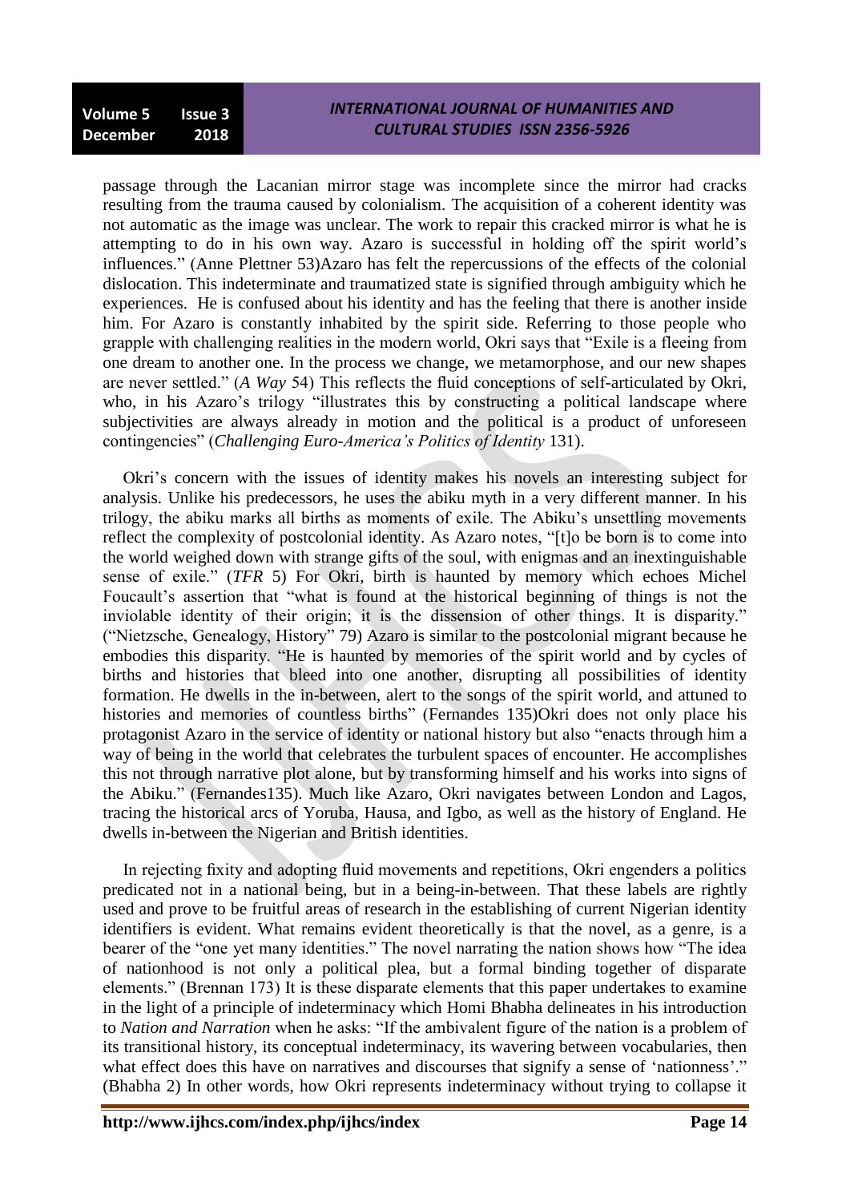passage through the Lacanian mirror stage was incomplete since the mirror had cracks resulting from the trauma caused by colonialism. The acquisition of a coherent identity was not automatic as the image was unclear. The work to repair this cracked mirror is what he is attempting to do in his own way. Azaro is successful in holding off the spirit world's influences." (Anne Plettner 53)Azaro has felt the repercussions of the effects of the colonial dislocation. This indeterminate and traumatized state is signified through ambiguity which he experiences. He is confused about his identity and has the feeling that there is another inside him. For Azaro is constantly inhabited by the spirit side. Referring to those people who grapple with challenging realities in the modern world, Okri says that "Exile is a fleeing from one dream to another one. In the process we change, we metamorphose, and our new shapes are never settled." (*A Way* 54) This reflects the fluid conceptions of self-articulated by Okri, who, in his Azaro's trilogy "illustrates this by constructing a political landscape where subjectivities are always already in motion and the political is a product of unforeseen contingencies" (*Challenging Euro-America's Politics of Identity* 131).

Okri's concern with the issues of identity makes his novels an interesting subject for analysis. Unlike his predecessors, he uses the abiku myth in a very different manner. In his trilogy, the abiku marks all births as moments of exile. The Abiku's unsettling movements reflect the complexity of postcolonial identity. As Azaro notes, "[t]o be born is to come into the world weighed down with strange gifts of the soul, with enigmas and an inextinguishable sense of exile." (*TFR* 5) For Okri, birth is haunted by memory which echoes Michel Foucault's assertion that "what is found at the historical beginning of things is not the inviolable identity of their origin; it is the dissension of other things. It is disparity." ("Nietzsche, Genealogy, History" 79) Azaro is similar to the postcolonial migrant because he embodies this disparity. "He is haunted by memories of the spirit world and by cycles of births and histories that bleed into one another, disrupting all possibilities of identity formation. He dwells in the in-between, alert to the songs of the spirit world, and attuned to histories and memories of countless births" (Fernandes 135)Okri does not only place his protagonist Azaro in the service of identity or national history but also "enacts through him a way of being in the world that celebrates the turbulent spaces of encounter. He accomplishes this not through narrative plot alone, but by transforming himself and his works into signs of the Abiku." (Fernandes135). Much like Azaro, Okri navigates between London and Lagos, tracing the historical arcs of Yoruba, Hausa, and Igbo, as well as the history of England. He dwells in-between the Nigerian and British identities.

In rejecting fixity and adopting fluid movements and repetitions, Okri engenders a politics predicated not in a national being, but in a being-in-between. That these labels are rightly used and prove to be fruitful areas of research in the establishing of current Nigerian identity identifiers is evident. What remains evident theoretically is that the novel, as a genre, is a bearer of the "one yet many identities." The novel narrating the nation shows how "The idea of nationhood is not only a political plea, but a formal binding together of disparate elements." (Brennan 173) It is these disparate elements that this paper undertakes to examine in the light of a principle of indeterminacy which Homi Bhabha delineates in his introduction to *Nation and Narration* when he asks: "If the ambivalent figure of the nation is a problem of its transitional history, its conceptual indeterminacy, its wavering between vocabularies, then what effect does this have on narratives and discourses that signify a sense of 'nationness'." (Bhabha 2) In other words, how Okri represents indeterminacy without trying to collapse it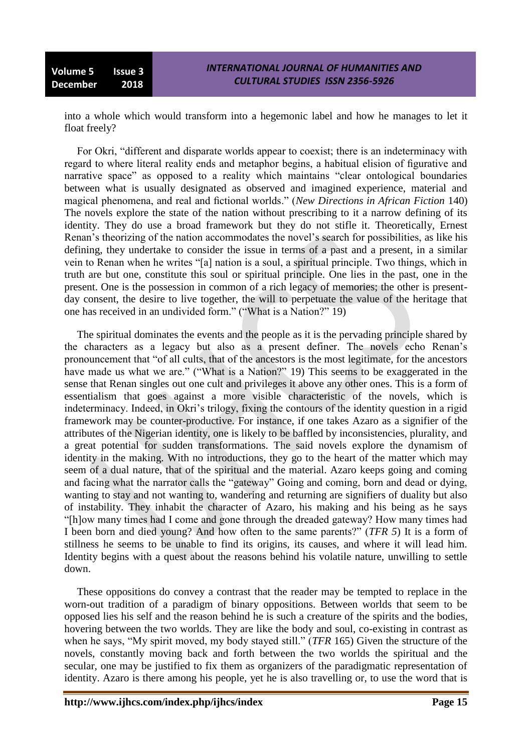into a whole which would transform into a hegemonic label and how he manages to let it float freely?

For Okri, "different and disparate worlds appear to coexist; there is an indeterminacy with regard to where literal reality ends and metaphor begins, a habitual elision of figurative and narrative space" as opposed to a reality which maintains "clear ontological boundaries between what is usually designated as observed and imagined experience, material and magical phenomena, and real and fictional worlds." (*New Directions in African Fiction* 140) The novels explore the state of the nation without prescribing to it a narrow defining of its identity. They do use a broad framework but they do not stifle it. Theoretically, Ernest Renan's theorizing of the nation accommodates the novel's search for possibilities, as like his defining, they undertake to consider the issue in terms of a past and a present, in a similar vein to Renan when he writes "[a] nation is a soul, a spiritual principle. Two things, which in truth are but one, constitute this soul or spiritual principle. One lies in the past, one in the present. One is the possession in common of a rich legacy of memories; the other is present-day consent, the desire to live together, the will to perpetuate the value of the heritage that one has received in an undivided form." ("What is a Nation?" 19)

The spiritual dominates the events and the people as it is the pervading principle shared by the characters as a legacy but also as a present definer. The novels echo Renan's pronouncement that "of all cults, that of the ancestors is the most legitimate, for the ancestors have made us what we are." ("What is a Nation?" 19) This seems to be exaggerated in the sense that Renan singles out one cult and privileges it above any other ones. This is a form of essentialism that goes against a more visible characteristic of the novels, which is indeterminacy. Indeed, in Okri's trilogy, fixing the contours of the identity question in a rigid framework may be counter-productive. For instance, if one takes Azaro as a signifier of the attributes of the Nigerian identity, one is likely to be baffled by inconsistencies, plurality, and a great potential for sudden transformations. The said novels explore the dynamism of identity in the making. With no introductions, they go to the heart of the matter which may seem of a dual nature, that of the spiritual and the material. Azaro keeps going and coming and facing what the narrator calls the "gateway" Going and coming, born and dead or dying, wanting to stay and not wanting to, wandering and returning are signifiers of duality but also of instability. They inhabit the character of Azaro, his making and his being as he says "[h]ow many times had I come and gone through the dreaded gateway? How many times had I been born and died young? And how often to the same parents?" (*TFR* 5) It is a form of stillness he seems to be unable to find its origins, its causes, and where it will lead him. Identity begins with a quest about the reasons behind his volatile nature, unwilling to settle down.

These oppositions do convey a contrast that the reader may be tempted to replace in the worn-out tradition of a paradigm of binary oppositions. Between worlds that seem to be opposed lies his self and the reason behind he is such a creature of the spirits and the bodies, hovering between the two worlds. They are like the body and soul, co-existing in contrast as when he says, "My spirit moved, my body stayed still." (*TFR* 165) Given the structure of the novels, constantly moving back and forth between the two worlds the spiritual and the secular, one may be justified to fix them as organizers of the paradigmatic representation of identity. Azaro is there among his people, yet he is also travelling or, to use the word that is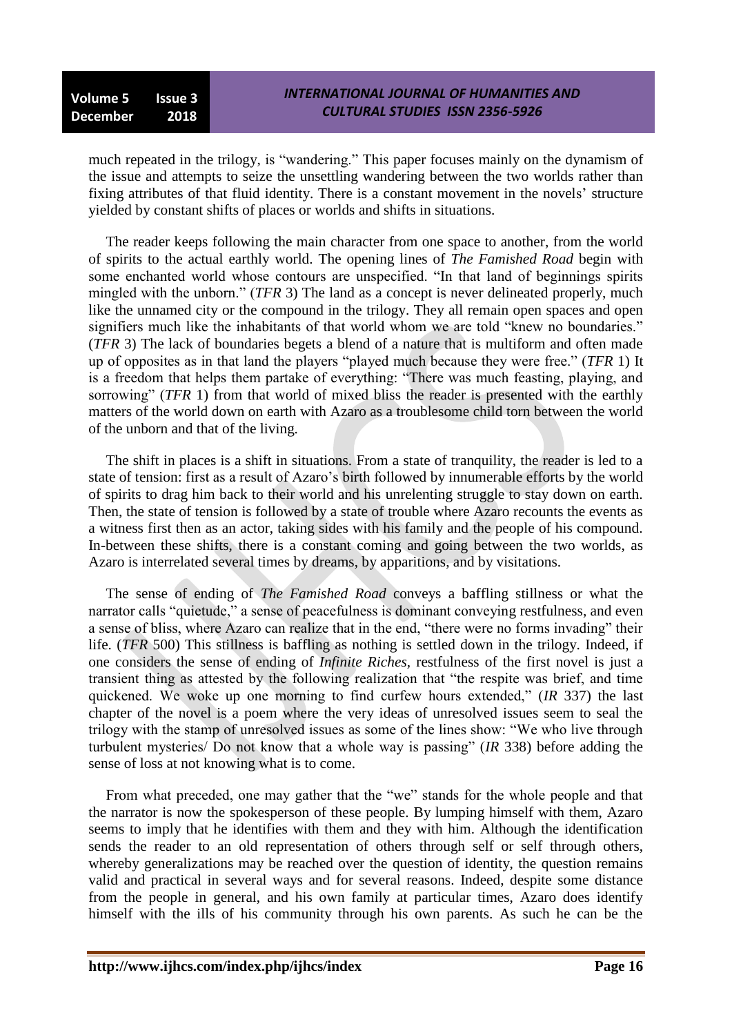much repeated in the trilogy, is "wandering." This paper focuses mainly on the dynamism of the issue and attempts to seize the unsettling wandering between the two worlds rather than fixing attributes of that fluid identity. There is a constant movement in the novels' structure yielded by constant shifts of places or worlds and shifts in situations.

The reader keeps following the main character from one space to another, from the world of spirits to the actual earthly world. The opening lines of *The Famished Road* begin with some enchanted world whose contours are unspecified. "In that land of beginnings spirits mingled with the unborn." (*TFR* 3) The land as a concept is never delineated properly, much like the unnamed city or the compound in the trilogy. They all remain open spaces and open signifiers much like the inhabitants of that world whom we are told "knew no boundaries." (*TFR* 3) The lack of boundaries begets a blend of a nature that is multiform and often made up of opposites as in that land the players "played much because they were free." (*TFR* 1) It is a freedom that helps them partake of everything: "There was much feasting, playing, and sorrowing" (*TFR* 1) from that world of mixed bliss the reader is presented with the earthly matters of the world down on earth with Azaro as a troublesome child torn between the world of the unborn and that of the living.

The shift in places is a shift in situations. From a state of tranquility, the reader is led to a state of tension: first as a result of Azaro's birth followed by innumerable efforts by the world of spirits to drag him back to their world and his unrelenting struggle to stay down on earth. Then, the state of tension is followed by a state of trouble where Azaro recounts the events as a witness first then as an actor, taking sides with his family and the people of his compound. In-between these shifts, there is a constant coming and going between the two worlds, as Azaro is interrelated several times by dreams, by apparitions, and by visitations.

The sense of ending of *The Famished Road* conveys a baffling stillness or what the narrator calls "quietude," a sense of peacefulness is dominant conveying restfulness, and even a sense of bliss, where Azaro can realize that in the end, "there were no forms invading" their life. (*TFR* 500) This stillness is baffling as nothing is settled down in the trilogy. Indeed, if one considers the sense of ending of *Infinite Riches*, restfulness of the first novel is just a transient thing as attested by the following realization that "the respite was brief, and time quickened. We woke up one morning to find curfew hours extended," (*IR* 337) the last chapter of the novel is a poem where the very ideas of unresolved issues seem to seal the trilogy with the stamp of unresolved issues as some of the lines show: "We who live through turbulent mysteries/ Do not know that a whole way is passing" (*IR* 338) before adding the sense of loss at not knowing what is to come.

From what preceded, one may gather that the "we" stands for the whole people and that the narrator is now the spokesperson of these people. By lumping himself with them, Azaro seems to imply that he identifies with them and they with him. Although the identification sends the reader to an old representation of others through self or self through others, whereby generalizations may be reached over the question of identity, the question remains valid and practical in several ways and for several reasons. Indeed, despite some distance from the people in general, and his own family at particular times, Azaro does identify himself with the ills of his community through his own parents. As such he can be the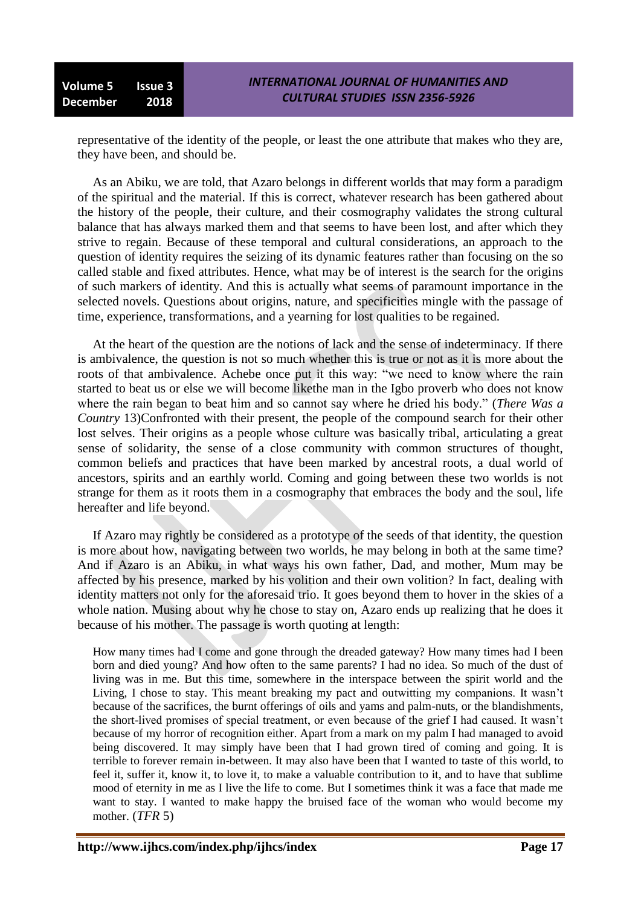representative of the identity of the people, or least the one attribute that makes who they are, they have been, and should be.

As an Abiku, we are told, that Azaro belongs in different worlds that may form a paradigm of the spiritual and the material. If this is correct, whatever research has been gathered about the history of the people, their culture, and their cosmography validates the strong cultural balance that has always marked them and that seems to have been lost, and after which they strive to regain. Because of these temporal and cultural considerations, an approach to the question of identity requires the seizing of its dynamic features rather than focusing on the so called stable and fixed attributes. Hence, what may be of interest is the search for the origins of such markers of identity. And this is actually what seems of paramount importance in the selected novels. Questions about origins, nature, and specificities mingle with the passage of time, experience, transformations, and a yearning for lost qualities to be regained.

At the heart of the question are the notions of lack and the sense of indeterminacy. If there is ambivalence, the question is not so much whether this is true or not as it is more about the roots of that ambivalence. Achebe once put it this way: "we need to know where the rain started to beat us or else we will become likethe man in the Igbo proverb who does not know where the rain began to beat him and so cannot say where he dried his body." (*There Was a Country* 13)Confronted with their present, the people of the compound search for their other lost selves. Their origins as a people whose culture was basically tribal, articulating a great sense of solidarity, the sense of a close community with common structures of thought, common beliefs and practices that have been marked by ancestral roots, a dual world of ancestors, spirits and an earthly world. Coming and going between these two worlds is not strange for them as it roots them in a cosmography that embraces the body and the soul, life hereafter and life beyond.

If Azaro may rightly be considered as a prototype of the seeds of that identity, the question is more about how, navigating between two worlds, he may belong in both at the same time? And if Azaro is an Abiku, in what ways his own father, Dad, and mother, Mum may be affected by his presence, marked by his volition and their own volition? In fact, dealing with identity matters not only for the aforesaid trio. It goes beyond them to hover in the skies of a whole nation. Musing about why he chose to stay on, Azaro ends up realizing that he does it because of his mother. The passage is worth quoting at length:

> How many times had I come and gone through the dreaded gateway? How many times had I been born and died young? And how often to the same parents? I had no idea. So much of the dust of living was in me. But this time, somewhere in the interspace between the spirit world and the Living, I chose to stay. This meant breaking my pact and outwitting my companions. It wasn't because of the sacrifices, the burnt offerings of oils and yams and palm-nuts, or the blandishments, the short-lived promises of special treatment, or even because of the grief I had caused. It wasn't because of my horror of recognition either. Apart from a mark on my palm I had managed to avoid being discovered. It may simply have been that I had grown tired of coming and going. It is terrible to forever remain in-between. It may also have been that I wanted to taste of this world, to feel it, suffer it, know it, to love it, to make a valuable contribution to it, and to have that sublime mood of eternity in me as I live the life to come. But I sometimes think it was a face that made me want to stay. I wanted to make happy the bruised face of the woman who would become my mother. (*TFR* 5)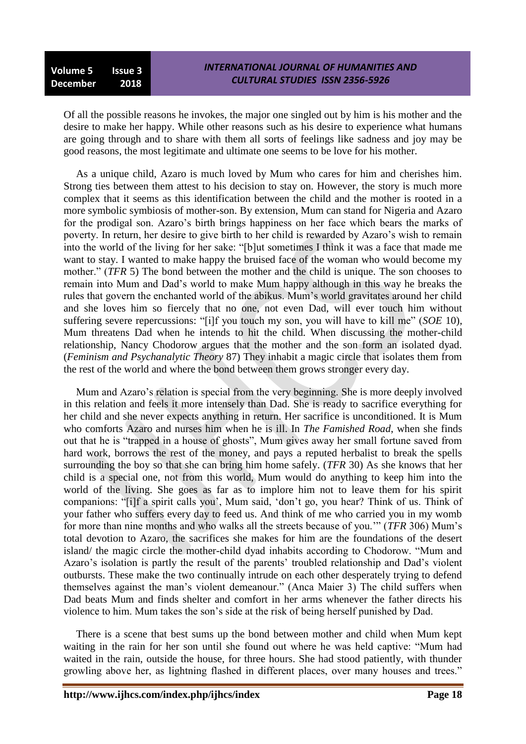Of all the possible reasons he invokes, the major one singled out by him is his mother and the desire to make her happy. While other reasons such as his desire to experience what humans are going through and to share with them all sorts of feelings like sadness and joy may be good reasons, the most legitimate and ultimate one seems to be love for his mother.

As a unique child, Azaro is much loved by Mum who cares for him and cherishes him. Strong ties between them attest to his decision to stay on. However, the story is much more complex that it seems as this identification between the child and the mother is rooted in a more symbolic symbiosis of mother-son. By extension, Mum can stand for Nigeria and Azaro for the prodigal son. Azaro's birth brings happiness on her face which bears the marks of poverty. In return, her desire to give birth to her child is rewarded by Azaro's wish to remain into the world of the living for her sake: "[b]ut sometimes I think it was a face that made me want to stay. I wanted to make happy the bruised face of the woman who would become my mother." (*TFR* 5) The bond between the mother and the child is unique. The son chooses to remain into Mum and Dad's world to make Mum happy although in this way he breaks the rules that govern the enchanted world of the abikus. Mum's world gravitates around her child and she loves him so fiercely that no one, not even Dad, will ever touch him without suffering severe repercussions: "[i]f you touch my son, you will have to kill me" (*SOE* 10), Mum threatens Dad when he intends to hit the child. When discussing the mother-child relationship, Nancy Chodorow argues that the mother and the son form an isolated dyad. (*Feminism and Psychoanalytic Theory* 87) They inhabit a magic circle that isolates them from the rest of the world and where the bond between them grows stronger every day.

Mum and Azaro's relation is special from the very beginning. She is more deeply involved in this relation and feels it more intensely than Dad. She is ready to sacrifice everything for her child and she never expects anything in return. Her sacrifice is unconditioned. It is Mum who comforts Azaro and nurses him when he is ill. In *The Famished Road,* when she finds out that he is "trapped in a house of ghosts", Mum gives away her small fortune saved from hard work, borrows the rest of the money, and pays a reputed herbalist to break the spells surrounding the boy so that she can bring him home safely. (*TFR* 30) As she knows that her child is a special one, not from this world, Mum would do anything to keep him into the world of the living. She goes as far as to implore him not to leave them for his spirit companions: "[i]f a spirit calls you', Mum said, 'don't go, you hear? Think of us. Think of your father who suffers every day to feed us. And think of me who carried you in my womb for more than nine months and who walks all the streets because of you.'" (*TFR* 306) Mum's total devotion to Azaro, the sacrifices she makes for him are the foundations of the desert island/ the magic circle the mother-child dyad inhabits according to Chodorow. "Mum and Azaro's isolation is partly the result of the parents' troubled relationship and Dad's violent outbursts. These make the two continually intrude on each other desperately trying to defend themselves against the man's violent demeanour." (Anca Maier 3) The child suffers when Dad beats Mum and finds shelter and comfort in her arms whenever the father directs his violence to him. Mum takes the son's side at the risk of being herself punished by Dad.

There is a scene that best sums up the bond between mother and child when Mum kept waiting in the rain for her son until she found out where he was held captive: "Mum had waited in the rain, outside the house, for three hours. She had stood patiently, with thunder growling above her, as lightning flashed in different places, over many houses and trees."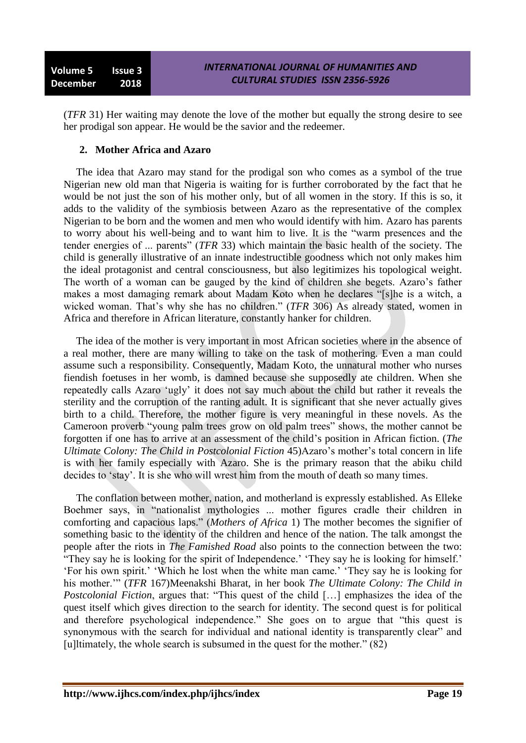(*TFR* 31) Her waiting may denote the love of the mother but equally the strong desire to see her prodigal son appear. He would be the savior and the redeemer.

## 2. Mother Africa and Azaro

The idea that Azaro may stand for the prodigal son who comes as a symbol of the true Nigerian new old man that Nigeria is waiting for is further corroborated by the fact that he would be not just the son of his mother only, but of all women in the story. If this is so, it adds to the validity of the symbiosis between Azaro as the representative of the complex Nigerian to be born and the women and men who would identify with him. Azaro has parents to worry about his well-being and to want him to live. It is the "warm presences and the tender energies of ... parents" (*TFR* 33) which maintain the basic health of the society. The child is generally illustrative of an innate indestructible goodness which not only makes him the ideal protagonist and central consciousness, but also legitimizes his topological weight. The worth of a woman can be gauged by the kind of children she begets. Azaro's father makes a most damaging remark about Madam Koto when he declares "[s]he is a witch, a wicked woman. That's why she has no children." (*TFR* 306) As already stated, women in Africa and therefore in African literature, constantly hanker for children.

The idea of the mother is very important in most African societies where in the absence of a real mother, there are many willing to take on the task of mothering. Even a man could assume such a responsibility. Consequently, Madam Koto, the unnatural mother who nurses fiendish foetuses in her womb, is damned because she supposedly ate children. When she repeatedly calls Azaro 'ugly' it does not say much about the child but rather it reveals the sterility and the corruption of the ranting adult. It is significant that she never actually gives birth to a child. Therefore, the mother figure is very meaningful in these novels. As the Cameroon proverb "young palm trees grow on old palm trees" shows, the mother cannot be forgotten if one has to arrive at an assessment of the child's position in African fiction. (*The Ultimate Colony: The Child in Postcolonial Fiction* 45)Azaro's mother's total concern in life is with her family especially with Azaro. She is the primary reason that the abiku child decides to 'stay'. It is she who will wrest him from the mouth of death so many times.

The conflation between mother, nation, and motherland is expressly established. As Elleke Boehmer says, in "nationalist mythologies ... mother figures cradle their children in comforting and capacious laps." (*Mothers of Africa* 1) The mother becomes the signifier of something basic to the identity of the children and hence of the nation. The talk amongst the people after the riots in *The Famished Road* also points to the connection between the two: "They say he is looking for the spirit of Independence.' 'They say he is looking for himself.' 'For his own spirit.' 'Which he lost when the white man came.' 'They say he is looking for his mother.'" (*TFR* 167)Meenakshi Bharat, in her book *The Ultimate Colony: The Child in Postcolonial Fiction*, argues that: "This quest of the child […] emphasizes the idea of the quest itself which gives direction to the search for identity. The second quest is for political and therefore psychological independence." She goes on to argue that "this quest is synonymous with the search for individual and national identity is transparently clear" and [u]ltimately, the whole search is subsumed in the quest for the mother." (82)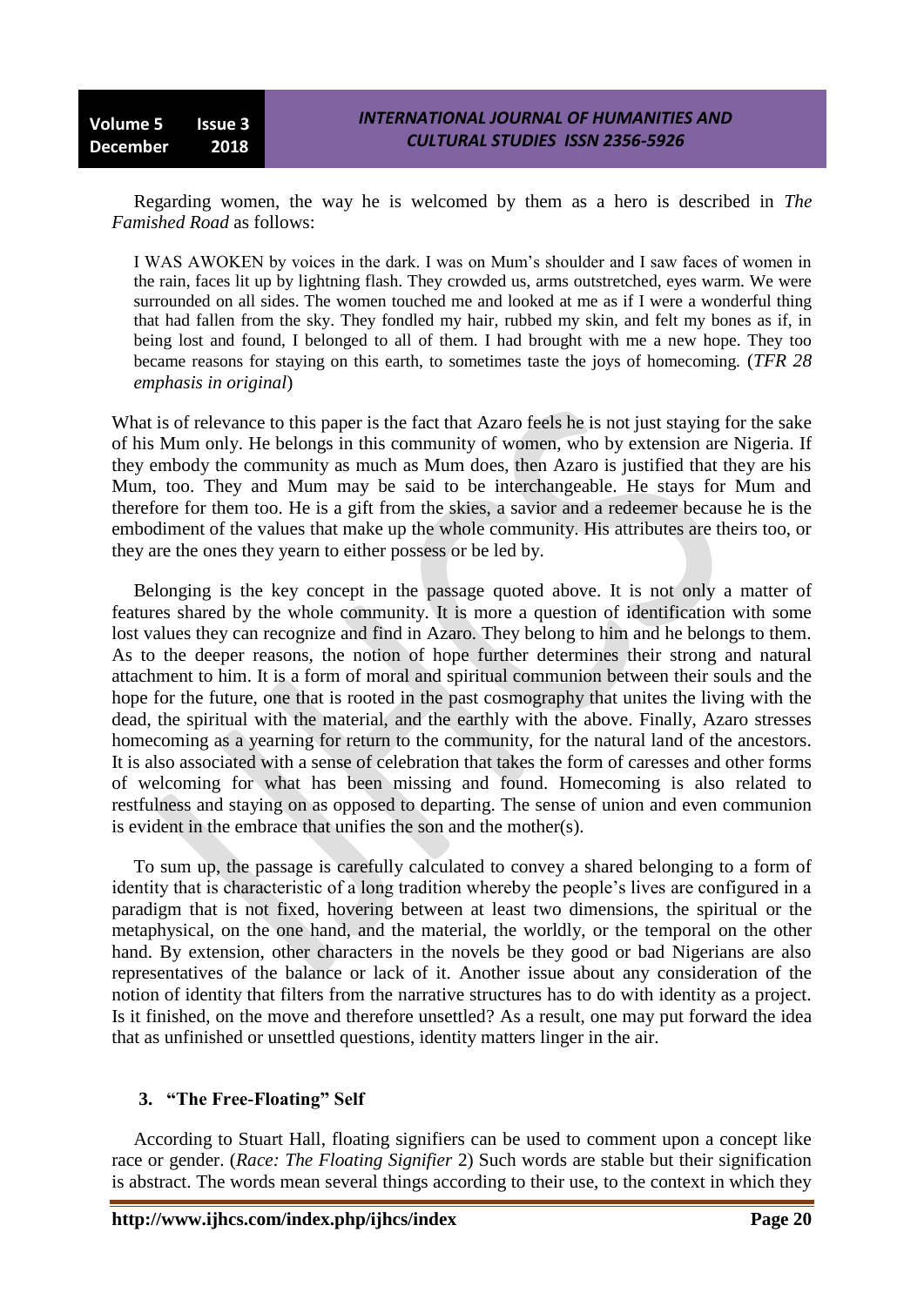Regarding women, the way he is welcomed by them as a hero is described in *The Famished Road* as follows:

> I WAS AWOKEN by voices in the dark. I was on Mum's shoulder and I saw faces of women in the rain, faces lit up by lightning flash. They crowded us, arms outstretched, eyes warm. We were surrounded on all sides. The women touched me and looked at me as if I were a wonderful thing that had fallen from the sky. They fondled my hair, rubbed my skin, and felt my bones as if, in being lost and found, I belonged to all of them. I had brought with me a new hope. They too became reasons for staying on this earth, to sometimes taste the joys of homecoming. (*TFR 28 emphasis in original*)

What is of relevance to this paper is the fact that Azaro feels he is not just staying for the sake of his Mum only. He belongs in this community of women, who by extension are Nigeria. If they embody the community as much as Mum does, then Azaro is justified that they are his Mum, too. They and Mum may be said to be interchangeable. He stays for Mum and therefore for them too. He is a gift from the skies, a savior and a redeemer because he is the embodiment of the values that make up the whole community. His attributes are theirs too, or they are the ones they yearn to either possess or be led by.

Belonging is the key concept in the passage quoted above. It is not only a matter of features shared by the whole community. It is more a question of identification with some lost values they can recognize and find in Azaro. They belong to him and he belongs to them. As to the deeper reasons, the notion of hope further determines their strong and natural attachment to him. It is a form of moral and spiritual communion between their souls and the hope for the future, one that is rooted in the past cosmography that unites the living with the dead, the spiritual with the material, and the earthly with the above. Finally, Azaro stresses homecoming as a yearning for return to the community, for the natural land of the ancestors. It is also associated with a sense of celebration that takes the form of caresses and other forms of welcoming for what has been missing and found. Homecoming is also related to restfulness and staying on as opposed to departing. The sense of union and even communion is evident in the embrace that unifies the son and the mother(s).

To sum up, the passage is carefully calculated to convey a shared belonging to a form of identity that is characteristic of a long tradition whereby the people's lives are configured in a paradigm that is not fixed, hovering between at least two dimensions, the spiritual or the metaphysical, on the one hand, and the material, the worldly, or the temporal on the other hand. By extension, other characters in the novels be they good or bad Nigerians are also representatives of the balance or lack of it. Another issue about any consideration of the notion of identity that filters from the narrative structures has to do with identity as a project. Is it finished, on the move and therefore unsettled? As a result, one may put forward the idea that as unfinished or unsettled questions, identity matters linger in the air.

## 3. "The Free-Floating" Self

According to Stuart Hall, floating signifiers can be used to comment upon a concept like race or gender. (*Race: The Floating Signifier* 2) Such words are stable but their signification is abstract. The words mean several things according to their use, to the context in which they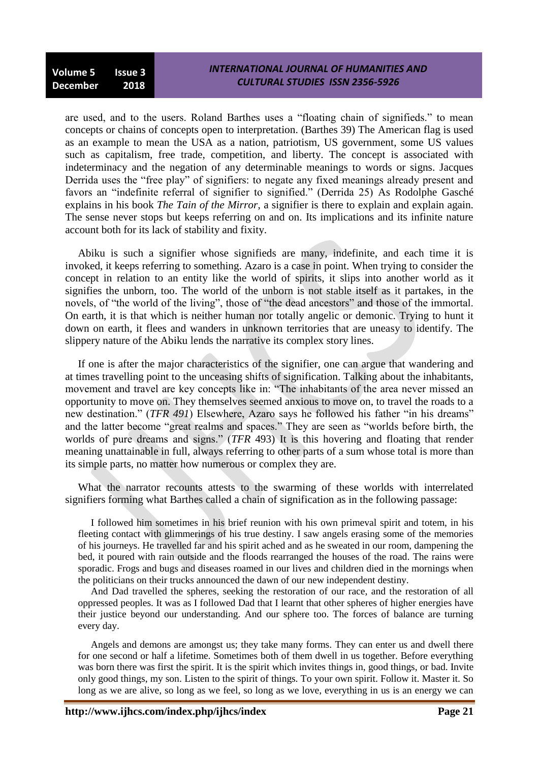are used, and to the users. Roland Barthes uses a "floating chain of signifieds." to mean concepts or chains of concepts open to interpretation. (Barthes 39) The American flag is used as an example to mean the USA as a nation, patriotism, US government, some US values such as capitalism, free trade, competition, and liberty. The concept is associated with indeterminacy and the negation of any determinable meanings to words or signs. Jacques Derrida uses the "free play" of signifiers: to negate any fixed meanings already present and favors an "indefinite referral of signifier to signified." (Derrida 25) As Rodolphe Gasché explains in his book *The Tain of the Mirror*, a signifier is there to explain and explain again. The sense never stops but keeps referring on and on. Its implications and its infinite nature account both for its lack of stability and fixity.

Abiku is such a signifier whose signifieds are many, indefinite, and each time it is invoked, it keeps referring to something. Azaro is a case in point. When trying to consider the concept in relation to an entity like the world of spirits, it slips into another world as it signifies the unborn, too. The world of the unborn is not stable itself as it partakes, in the novels, of "the world of the living", those of "the dead ancestors" and those of the immortal. On earth, it is that which is neither human nor totally angelic or demonic. Trying to hunt it down on earth, it flees and wanders in unknown territories that are uneasy to identify. The slippery nature of the Abiku lends the narrative its complex story lines.

If one is after the major characteristics of the signifier, one can argue that wandering and at times travelling point to the unceasing shifts of signification. Talking about the inhabitants, movement and travel are key concepts like in: "The inhabitants of the area never missed an opportunity to move on. They themselves seemed anxious to move on, to travel the roads to a new destination." (*TFR 491*) Elsewhere, Azaro says he followed his father "in his dreams" and the latter become "great realms and spaces." They are seen as "worlds before birth, the worlds of pure dreams and signs." (*TFR* 493) It is this hovering and floating that render meaning unattainable in full, always referring to other parts of a sum whose total is more than its simple parts, no matter how numerous or complex they are.

What the narrator recounts attests to the swarming of these worlds with interrelated signifiers forming what Barthes called a chain of signification as in the following passage:

> I followed him sometimes in his brief reunion with his own primeval spirit and totem, in his fleeting contact with glimmerings of his true destiny. I saw angels erasing some of the memories of his journeys. He travelled far and his spirit ached and as he sweated in our room, dampening the bed, it poured with rain outside and the floods rearranged the houses of the road. The rains were sporadic. Frogs and bugs and diseases roamed in our lives and children died in the mornings when the politicians on their trucks announced the dawn of our new independent destiny.
>
> And Dad travelled the spheres, seeking the restoration of our race, and the restoration of all oppressed peoples. It was as I followed Dad that I learnt that other spheres of higher energies have their justice beyond our understanding. And our sphere too. The forces of balance are turning every day.
>
> Angels and demons are amongst us; they take many forms. They can enter us and dwell there for one second or half a lifetime. Sometimes both of them dwell in us together. Before everything was born there was first the spirit. It is the spirit which invites things in, good things, or bad. Invite only good things, my son. Listen to the spirit of things. To your own spirit. Follow it. Master it. So long as we are alive, so long as we feel, so long as we love, everything in us is an energy we can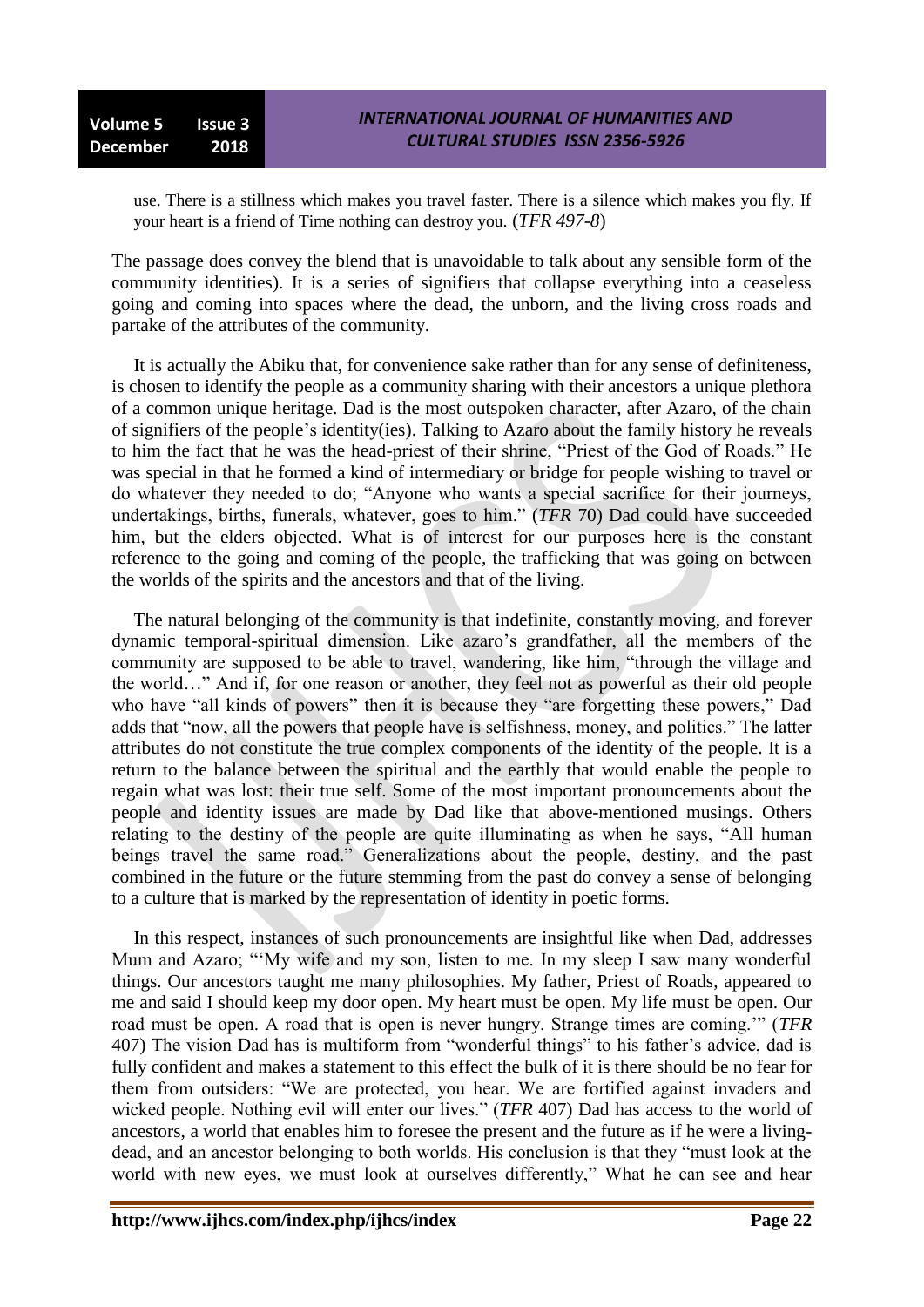use. There is a stillness which makes you travel faster. There is a silence which makes you fly. If your heart is a friend of Time nothing can destroy you. (*TFR 497-8*)

The passage does convey the blend that is unavoidable to talk about any sensible form of the community identities). It is a series of signifiers that collapse everything into a ceaseless going and coming into spaces where the dead, the unborn, and the living cross roads and partake of the attributes of the community.

It is actually the Abiku that, for convenience sake rather than for any sense of definiteness, is chosen to identify the people as a community sharing with their ancestors a unique plethora of a common unique heritage. Dad is the most outspoken character, after Azaro, of the chain of signifiers of the people's identity(ies). Talking to Azaro about the family history he reveals to him the fact that he was the head-priest of their shrine, "Priest of the God of Roads." He was special in that he formed a kind of intermediary or bridge for people wishing to travel or do whatever they needed to do; "Anyone who wants a special sacrifice for their journeys, undertakings, births, funerals, whatever, goes to him." (*TFR* 70) Dad could have succeeded him, but the elders objected. What is of interest for our purposes here is the constant reference to the going and coming of the people, the trafficking that was going on between the worlds of the spirits and the ancestors and that of the living.

The natural belonging of the community is that indefinite, constantly moving, and forever dynamic temporal-spiritual dimension. Like azaro's grandfather, all the members of the community are supposed to be able to travel, wandering, like him, "through the village and the world…" And if, for one reason or another, they feel not as powerful as their old people who have "all kinds of powers" then it is because they "are forgetting these powers," Dad adds that "now, all the powers that people have is selfishness, money, and politics." The latter attributes do not constitute the true complex components of the identity of the people. It is a return to the balance between the spiritual and the earthly that would enable the people to regain what was lost: their true self. Some of the most important pronouncements about the people and identity issues are made by Dad like that above-mentioned musings. Others relating to the destiny of the people are quite illuminating as when he says, "All human beings travel the same road." Generalizations about the people, destiny, and the past combined in the future or the future stemming from the past do convey a sense of belonging to a culture that is marked by the representation of identity in poetic forms.

In this respect, instances of such pronouncements are insightful like when Dad, addresses Mum and Azaro; "'My wife and my son, listen to me. In my sleep I saw many wonderful things. Our ancestors taught me many philosophies. My father, Priest of Roads, appeared to me and said I should keep my door open. My heart must be open. My life must be open. Our road must be open. A road that is open is never hungry. Strange times are coming.'" (*TFR* 407) The vision Dad has is multiform from "wonderful things" to his father's advice, dad is fully confident and makes a statement to this effect the bulk of it is there should be no fear for them from outsiders: "We are protected, you hear. We are fortified against invaders and wicked people. Nothing evil will enter our lives." (*TFR* 407) Dad has access to the world of ancestors, a world that enables him to foresee the present and the future as if he were a living-dead, and an ancestor belonging to both worlds. His conclusion is that they "must look at the world with new eyes, we must look at ourselves differently," What he can see and hear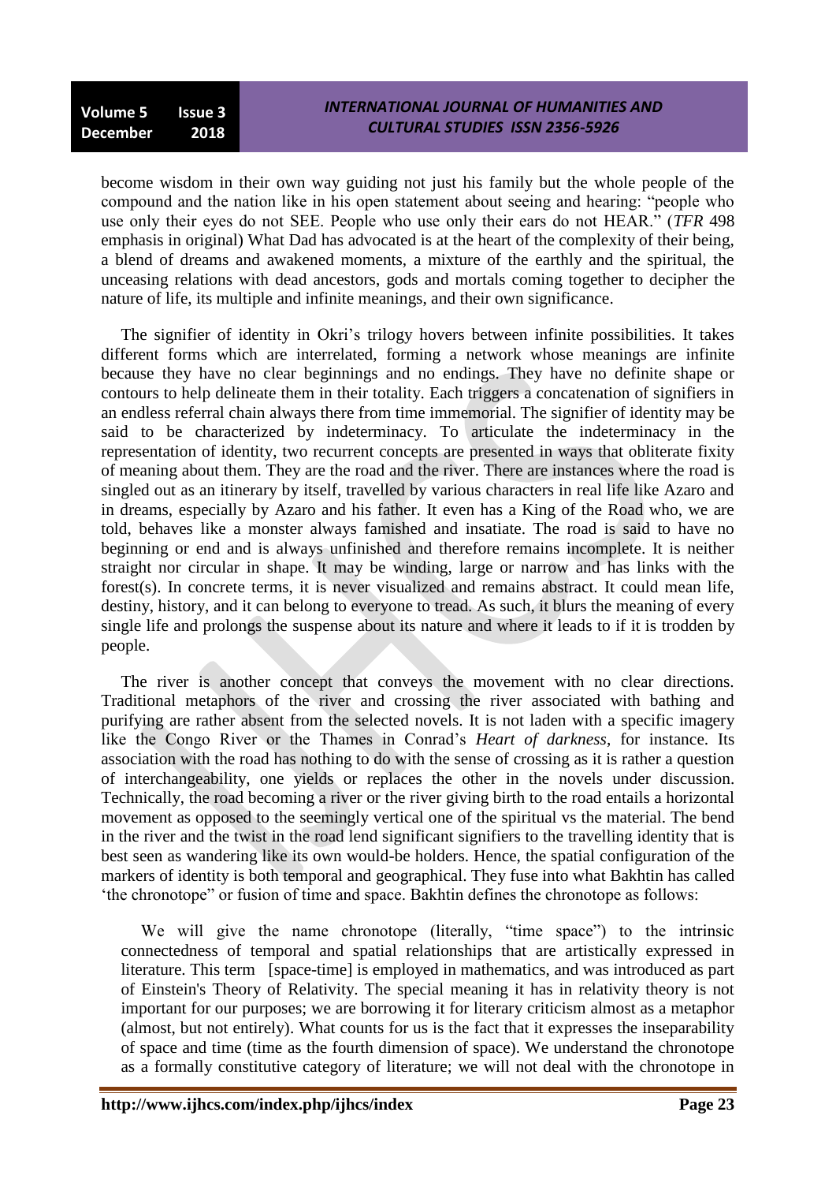become wisdom in their own way guiding not just his family but the whole people of the compound and the nation like in his open statement about seeing and hearing: "people who use only their eyes do not SEE. People who use only their ears do not HEAR." (*TFR* 498 emphasis in original) What Dad has advocated is at the heart of the complexity of their being, a blend of dreams and awakened moments, a mixture of the earthly and the spiritual, the unceasing relations with dead ancestors, gods and mortals coming together to decipher the nature of life, its multiple and infinite meanings, and their own significance.

The signifier of identity in Okri's trilogy hovers between infinite possibilities. It takes different forms which are interrelated, forming a network whose meanings are infinite because they have no clear beginnings and no endings. They have no definite shape or contours to help delineate them in their totality. Each triggers a concatenation of signifiers in an endless referral chain always there from time immemorial. The signifier of identity may be said to be characterized by indeterminacy. To articulate the indeterminacy in the representation of identity, two recurrent concepts are presented in ways that obliterate fixity of meaning about them. They are the road and the river. There are instances where the road is singled out as an itinerary by itself, travelled by various characters in real life like Azaro and in dreams, especially by Azaro and his father. It even has a King of the Road who, we are told, behaves like a monster always famished and insatiate. The road is said to have no beginning or end and is always unfinished and therefore remains incomplete. It is neither straight nor circular in shape. It may be winding, large or narrow and has links with the forest(s). In concrete terms, it is never visualized and remains abstract. It could mean life, destiny, history, and it can belong to everyone to tread. As such, it blurs the meaning of every single life and prolongs the suspense about its nature and where it leads to if it is trodden by people.

The river is another concept that conveys the movement with no clear directions. Traditional metaphors of the river and crossing the river associated with bathing and purifying are rather absent from the selected novels. It is not laden with a specific imagery like the Congo River or the Thames in Conrad's *Heart of darkness*, for instance. Its association with the road has nothing to do with the sense of crossing as it is rather a question of interchangeability, one yields or replaces the other in the novels under discussion. Technically, the road becoming a river or the river giving birth to the road entails a horizontal movement as opposed to the seemingly vertical one of the spiritual vs the material. The bend in the river and the twist in the road lend significant signifiers to the travelling identity that is best seen as wandering like its own would-be holders. Hence, the spatial configuration of the markers of identity is both temporal and geographical. They fuse into what Bakhtin has called 'the chronotope" or fusion of time and space. Bakhtin defines the chronotope as follows:

> We will give the name chronotope (literally, "time space") to the intrinsic connectedness of temporal and spatial relationships that are artistically expressed in literature. This term [space-time] is employed in mathematics, and was introduced as part of Einstein's Theory of Relativity. The special meaning it has in relativity theory is not important for our purposes; we are borrowing it for literary criticism almost as a metaphor (almost, but not entirely). What counts for us is the fact that it expresses the inseparability of space and time (time as the fourth dimension of space). We understand the chronotope as a formally constitutive category of literature; we will not deal with the chronotope in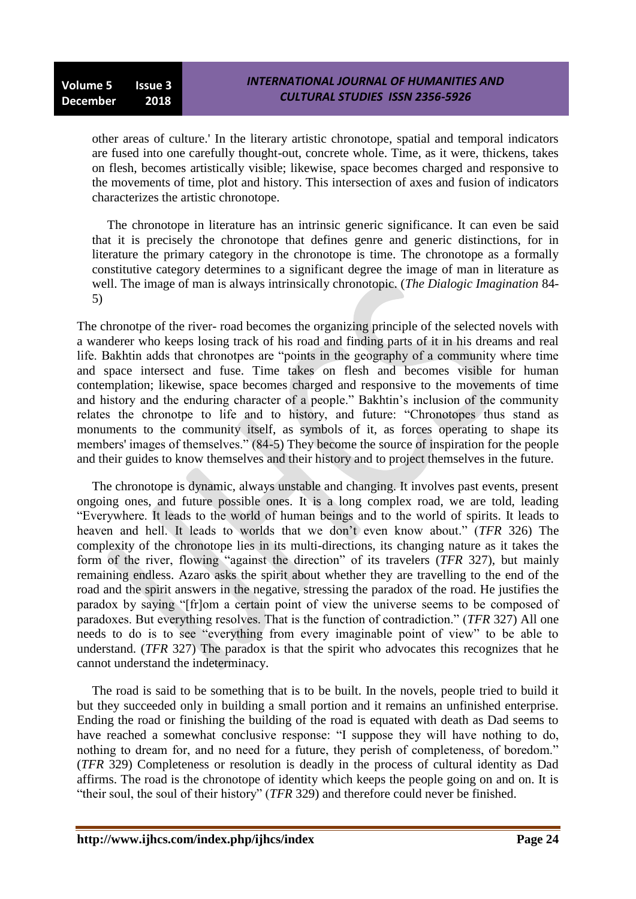other areas of culture.' In the literary artistic chronotope, spatial and temporal indicators are fused into one carefully thought-out, concrete whole. Time, as it were, thickens, takes on flesh, becomes artistically visible; likewise, space becomes charged and responsive to the movements of time, plot and history. This intersection of axes and fusion of indicators characterizes the artistic chronotope.

> The chronotope in literature has an intrinsic generic significance. It can even be said that it is precisely the chronotope that defines genre and generic distinctions, for in literature the primary category in the chronotope is time. The chronotope as a formally constitutive category determines to a significant degree the image of man in literature as well. The image of man is always intrinsically chronotopic. (*The Dialogic Imagination* 84-5)

The chronotpe of the river- road becomes the organizing principle of the selected novels with a wanderer who keeps losing track of his road and finding parts of it in his dreams and real life. Bakhtin adds that chronotpes are "points in the geography of a community where time and space intersect and fuse. Time takes on flesh and becomes visible for human contemplation; likewise, space becomes charged and responsive to the movements of time and history and the enduring character of a people." Bakhtin's inclusion of the community relates the chronotpe to life and to history, and future: "Chronotopes thus stand as monuments to the community itself, as symbols of it, as forces operating to shape its members' images of themselves." (84-5) They become the source of inspiration for the people and their guides to know themselves and their history and to project themselves in the future.

The chronotope is dynamic, always unstable and changing. It involves past events, present ongoing ones, and future possible ones. It is a long complex road, we are told, leading "Everywhere. It leads to the world of human beings and to the world of spirits. It leads to heaven and hell. It leads to worlds that we don't even know about." (*TFR* 326) The complexity of the chronotope lies in its multi-directions, its changing nature as it takes the form of the river, flowing "against the direction" of its travelers (*TFR* 327), but mainly remaining endless. Azaro asks the spirit about whether they are travelling to the end of the road and the spirit answers in the negative, stressing the paradox of the road. He justifies the paradox by saying "[fr]om a certain point of view the universe seems to be composed of paradoxes. But everything resolves. That is the function of contradiction." (*TFR* 327) All one needs to do is to see "everything from every imaginable point of view" to be able to understand. (*TFR* 327) The paradox is that the spirit who advocates this recognizes that he cannot understand the indeterminacy.

The road is said to be something that is to be built. In the novels, people tried to build it but they succeeded only in building a small portion and it remains an unfinished enterprise. Ending the road or finishing the building of the road is equated with death as Dad seems to have reached a somewhat conclusive response: "I suppose they will have nothing to do, nothing to dream for, and no need for a future, they perish of completeness, of boredom." (*TFR* 329) Completeness or resolution is deadly in the process of cultural identity as Dad affirms. The road is the chronotope of identity which keeps the people going on and on. It is "their soul, the soul of their history" (*TFR* 329) and therefore could never be finished.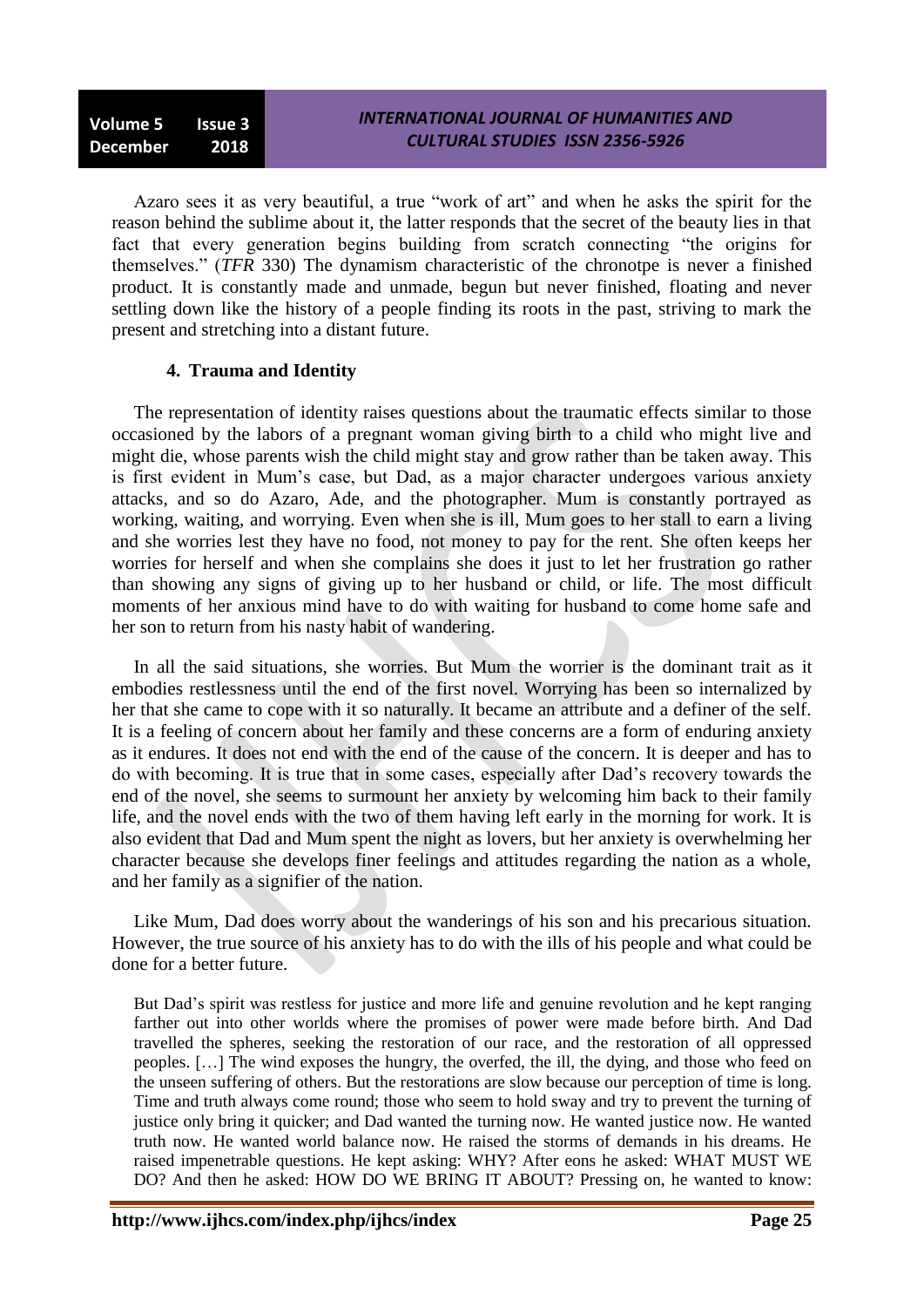Azaro sees it as very beautiful, a true "work of art" and when he asks the spirit for the reason behind the sublime about it, the latter responds that the secret of the beauty lies in that fact that every generation begins building from scratch connecting "the origins for themselves." (*TFR* 330) The dynamism characteristic of the chronotpe is never a finished product. It is constantly made and unmade, begun but never finished, floating and never settling down like the history of a people finding its roots in the past, striving to mark the present and stretching into a distant future.

## 4. Trauma and Identity

The representation of identity raises questions about the traumatic effects similar to those occasioned by the labors of a pregnant woman giving birth to a child who might live and might die, whose parents wish the child might stay and grow rather than be taken away. This is first evident in Mum's case, but Dad, as a major character undergoes various anxiety attacks, and so do Azaro, Ade, and the photographer. Mum is constantly portrayed as working, waiting, and worrying. Even when she is ill, Mum goes to her stall to earn a living and she worries lest they have no food, not money to pay for the rent. She often keeps her worries for herself and when she complains she does it just to let her frustration go rather than showing any signs of giving up to her husband or child, or life. The most difficult moments of her anxious mind have to do with waiting for husband to come home safe and her son to return from his nasty habit of wandering.

In all the said situations, she worries. But Mum the worrier is the dominant trait as it embodies restlessness until the end of the first novel. Worrying has been so internalized by her that she came to cope with it so naturally. It became an attribute and a definer of the self. It is a feeling of concern about her family and these concerns are a form of enduring anxiety as it endures. It does not end with the end of the cause of the concern. It is deeper and has to do with becoming. It is true that in some cases, especially after Dad's recovery towards the end of the novel, she seems to surmount her anxiety by welcoming him back to their family life, and the novel ends with the two of them having left early in the morning for work. It is also evident that Dad and Mum spent the night as lovers, but her anxiety is overwhelming her character because she develops finer feelings and attitudes regarding the nation as a whole, and her family as a signifier of the nation.

Like Mum, Dad does worry about the wanderings of his son and his precarious situation. However, the true source of his anxiety has to do with the ills of his people and what could be done for a better future.

> But Dad's spirit was restless for justice and more life and genuine revolution and he kept ranging farther out into other worlds where the promises of power were made before birth. And Dad travelled the spheres, seeking the restoration of our race, and the restoration of all oppressed peoples. […] The wind exposes the hungry, the overfed, the ill, the dying, and those who feed on the unseen suffering of others. But the restorations are slow because our perception of time is long. Time and truth always come round; those who seem to hold sway and try to prevent the turning of justice only bring it quicker; and Dad wanted the turning now. He wanted justice now. He wanted truth now. He wanted world balance now. He raised the storms of demands in his dreams. He raised impenetrable questions. He kept asking: WHY? After eons he asked: WHAT MUST WE DO? And then he asked: HOW DO WE BRING IT ABOUT? Pressing on, he wanted to know: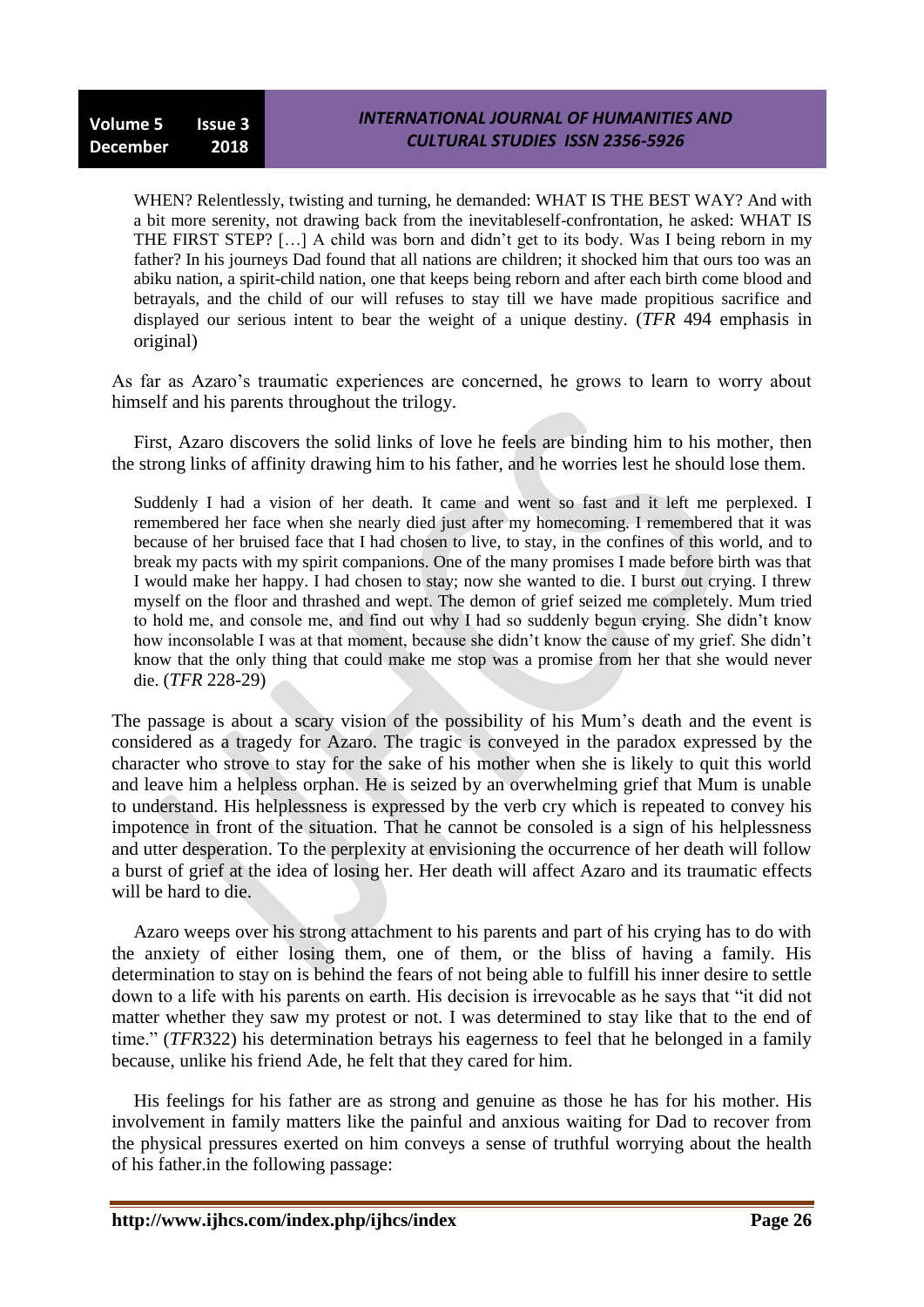> WHEN? Relentlessly, twisting and turning, he demanded: WHAT IS THE BEST WAY? And with a bit more serenity, not drawing back from the inevitableself-confrontation, he asked: WHAT IS THE FIRST STEP? […] A child was born and didn't get to its body. Was I being reborn in my father? In his journeys Dad found that all nations are children; it shocked him that ours too was an abiku nation, a spirit-child nation, one that keeps being reborn and after each birth come blood and betrayals, and the child of our will refuses to stay till we have made propitious sacrifice and displayed our serious intent to bear the weight of a unique destiny. (*TFR* 494 emphasis in original)

As far as Azaro's traumatic experiences are concerned, he grows to learn to worry about himself and his parents throughout the trilogy.

First, Azaro discovers the solid links of love he feels are binding him to his mother, then the strong links of affinity drawing him to his father, and he worries lest he should lose them.

> Suddenly I had a vision of her death. It came and went so fast and it left me perplexed. I remembered her face when she nearly died just after my homecoming. I remembered that it was because of her bruised face that I had chosen to live, to stay, in the confines of this world, and to break my pacts with my spirit companions. One of the many promises I made before birth was that I would make her happy. I had chosen to stay; now she wanted to die. I burst out crying. I threw myself on the floor and thrashed and wept. The demon of grief seized me completely. Mum tried to hold me, and console me, and find out why I had so suddenly begun crying. She didn't know how inconsolable I was at that moment, because she didn't know the cause of my grief. She didn't know that the only thing that could make me stop was a promise from her that she would never die. (*TFR* 228-29)

The passage is about a scary vision of the possibility of his Mum's death and the event is considered as a tragedy for Azaro. The tragic is conveyed in the paradox expressed by the character who strove to stay for the sake of his mother when she is likely to quit this world and leave him a helpless orphan. He is seized by an overwhelming grief that Mum is unable to understand. His helplessness is expressed by the verb cry which is repeated to convey his impotence in front of the situation. That he cannot be consoled is a sign of his helplessness and utter desperation. To the perplexity at envisioning the occurrence of her death will follow a burst of grief at the idea of losing her. Her death will affect Azaro and its traumatic effects will be hard to die.

Azaro weeps over his strong attachment to his parents and part of his crying has to do with the anxiety of either losing them, one of them, or the bliss of having a family. His determination to stay on is behind the fears of not being able to fulfill his inner desire to settle down to a life with his parents on earth. His decision is irrevocable as he says that "it did not matter whether they saw my protest or not. I was determined to stay like that to the end of time." (*TFR*322) his determination betrays his eagerness to feel that he belonged in a family because, unlike his friend Ade, he felt that they cared for him.

His feelings for his father are as strong and genuine as those he has for his mother. His involvement in family matters like the painful and anxious waiting for Dad to recover from the physical pressures exerted on him conveys a sense of truthful worrying about the health of his father.in the following passage: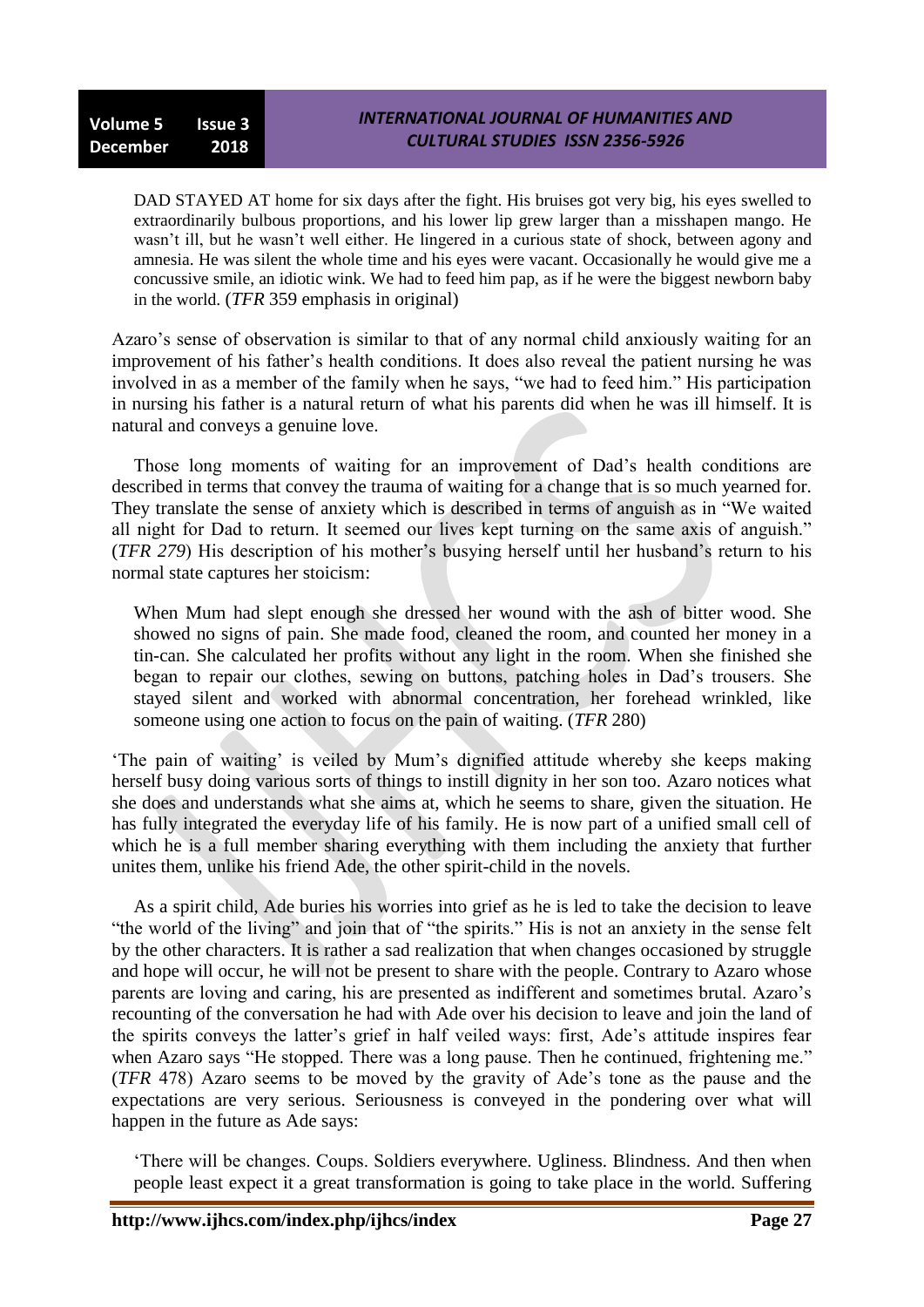> DAD STAYED AT home for six days after the fight. His bruises got very big, his eyes swelled to extraordinarily bulbous proportions, and his lower lip grew larger than a misshapen mango. He wasn't ill, but he wasn't well either. He lingered in a curious state of shock, between agony and amnesia. He was silent the whole time and his eyes were vacant. Occasionally he would give me a concussive smile, an idiotic wink. We had to feed him pap, as if he were the biggest newborn baby in the world. (*TFR* 359 emphasis in original)

Azaro's sense of observation is similar to that of any normal child anxiously waiting for an improvement of his father's health conditions. It does also reveal the patient nursing he was involved in as a member of the family when he says, "we had to feed him." His participation in nursing his father is a natural return of what his parents did when he was ill himself. It is natural and conveys a genuine love.

Those long moments of waiting for an improvement of Dad's health conditions are described in terms that convey the trauma of waiting for a change that is so much yearned for. They translate the sense of anxiety which is described in terms of anguish as in "We waited all night for Dad to return. It seemed our lives kept turning on the same axis of anguish." (*TFR 279*) His description of his mother's busying herself until her husband's return to his normal state captures her stoicism:

> When Mum had slept enough she dressed her wound with the ash of bitter wood. She showed no signs of pain. She made food, cleaned the room, and counted her money in a tin-can. She calculated her profits without any light in the room. When she finished she began to repair our clothes, sewing on buttons, patching holes in Dad's trousers. She stayed silent and worked with abnormal concentration, her forehead wrinkled, like someone using one action to focus on the pain of waiting. (*TFR* 280)

'The pain of waiting' is veiled by Mum's dignified attitude whereby she keeps making herself busy doing various sorts of things to instill dignity in her son too. Azaro notices what she does and understands what she aims at, which he seems to share, given the situation. He has fully integrated the everyday life of his family. He is now part of a unified small cell of which he is a full member sharing everything with them including the anxiety that further unites them, unlike his friend Ade, the other spirit-child in the novels.

As a spirit child, Ade buries his worries into grief as he is led to take the decision to leave "the world of the living" and join that of "the spirits." His is not an anxiety in the sense felt by the other characters. It is rather a sad realization that when changes occasioned by struggle and hope will occur, he will not be present to share with the people. Contrary to Azaro whose parents are loving and caring, his are presented as indifferent and sometimes brutal. Azaro's recounting of the conversation he had with Ade over his decision to leave and join the land of the spirits conveys the latter's grief in half veiled ways: first, Ade's attitude inspires fear when Azaro says "He stopped. There was a long pause. Then he continued, frightening me." (*TFR* 478) Azaro seems to be moved by the gravity of Ade's tone as the pause and the expectations are very serious. Seriousness is conveyed in the pondering over what will happen in the future as Ade says:

> 'There will be changes. Coups. Soldiers everywhere. Ugliness. Blindness. And then when people least expect it a great transformation is going to take place in the world. Suffering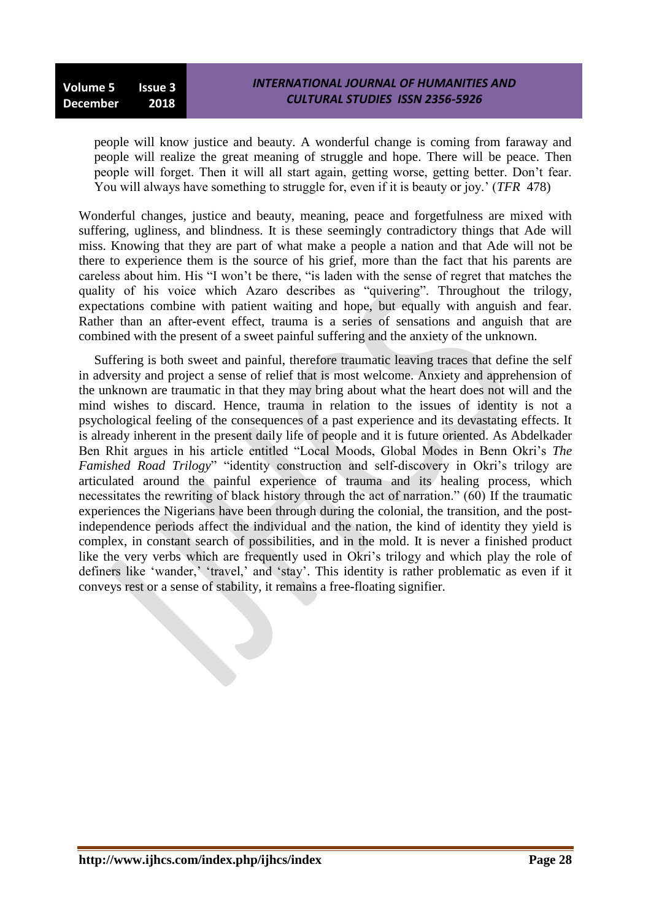> people will know justice and beauty. A wonderful change is coming from faraway and people will realize the great meaning of struggle and hope. There will be peace. Then people will forget. Then it will all start again, getting worse, getting better. Don't fear. You will always have something to struggle for, even if it is beauty or joy.' (*TFR* 478)

Wonderful changes, justice and beauty, meaning, peace and forgetfulness are mixed with suffering, ugliness, and blindness. It is these seemingly contradictory things that Ade will miss. Knowing that they are part of what make a people a nation and that Ade will not be there to experience them is the source of his grief, more than the fact that his parents are careless about him. His "I won't be there, "is laden with the sense of regret that matches the quality of his voice which Azaro describes as "quivering". Throughout the trilogy, expectations combine with patient waiting and hope, but equally with anguish and fear. Rather than an after-event effect, trauma is a series of sensations and anguish that are combined with the present of a sweet painful suffering and the anxiety of the unknown.

Suffering is both sweet and painful, therefore traumatic leaving traces that define the self in adversity and project a sense of relief that is most welcome. Anxiety and apprehension of the unknown are traumatic in that they may bring about what the heart does not will and the mind wishes to discard. Hence, trauma in relation to the issues of identity is not a psychological feeling of the consequences of a past experience and its devastating effects. It is already inherent in the present daily life of people and it is future oriented. As Abdelkader Ben Rhit argues in his article entitled "Local Moods, Global Modes in Benn Okri's *The Famished Road Trilogy*" "identity construction and self-discovery in Okri's trilogy are articulated around the painful experience of trauma and its healing process, which necessitates the rewriting of black history through the act of narration." (60) If the traumatic experiences the Nigerians have been through during the colonial, the transition, and the post-independence periods affect the individual and the nation, the kind of identity they yield is complex, in constant search of possibilities, and in the mold. It is never a finished product like the very verbs which are frequently used in Okri's trilogy and which play the role of definers like 'wander,' 'travel,' and 'stay'. This identity is rather problematic as even if it conveys rest or a sense of stability, it remains a free-floating signifier.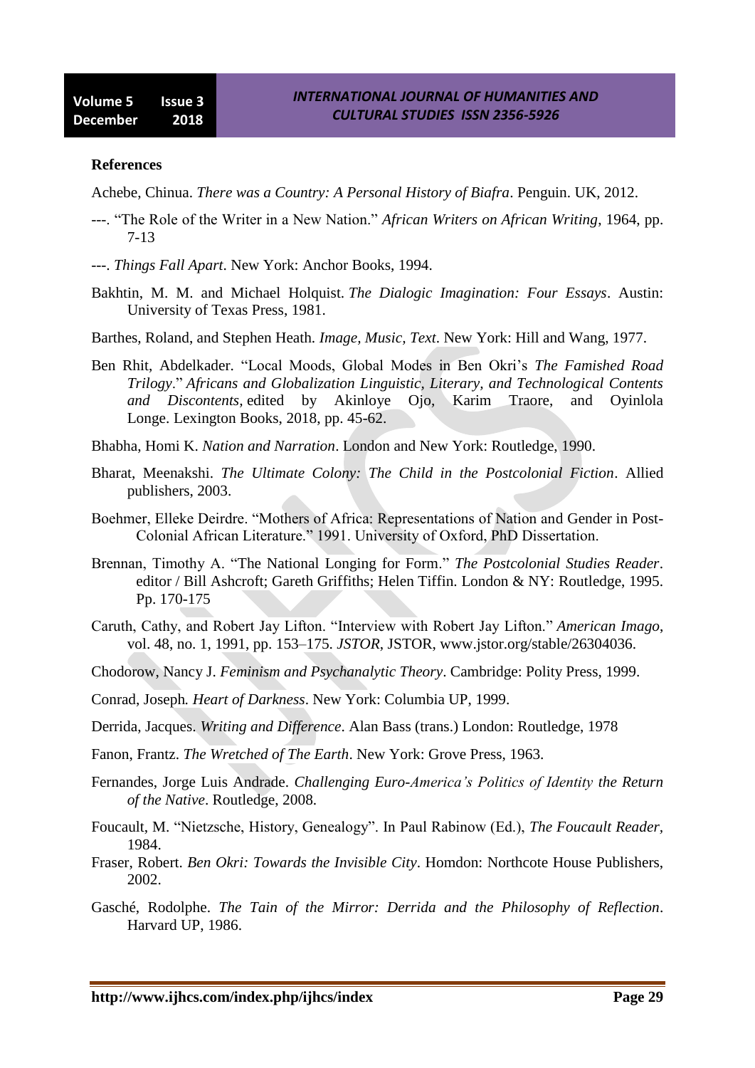**References**

Achebe, Chinua. *There was a Country: A Personal History of Biafra*. Penguin. UK, 2012.

---. “The Role of the Writer in a New Nation.” *African Writers on African Writing*, 1964, pp. 7-13

---. *Things Fall Apart*. New York: Anchor Books, 1994.

Bakhtin, M. M. and Michael Holquist. *The Dialogic Imagination: Four Essays*. Austin: University of Texas Press, 1981.

Barthes, Roland, and Stephen Heath. *Image, Music, Text*. New York: Hill and Wang, 1977.

Ben Rhit, Abdelkader. “Local Moods, Global Modes in Ben Okri’s *The Famished Road Trilogy*.” *Africans and Globalization Linguistic, Literary, and Technological Contents and Discontents,* edited by Akinloye Ojo, Karim Traore, and Oyinlola Longe. Lexington Books, 2018, pp. 45-62.

Bhabha, Homi K. *Nation and Narration*. London and New York: Routledge, 1990.

Bharat, Meenakshi. *The Ultimate Colony: The Child in the Postcolonial Fiction*. Allied publishers, 2003.

Boehmer, Elleke Deirdre. “Mothers of Africa: Representations of Nation and Gender in Post-Colonial African Literature.” 1991. University of Oxford, PhD Dissertation.

Brennan, Timothy A. “The National Longing for Form.” *The Postcolonial Studies Reader*. editor / Bill Ashcroft; Gareth Griffiths; Helen Tiffin. London & NY: Routledge, 1995. Pp. 170-175

Caruth, Cathy, and Robert Jay Lifton. “Interview with Robert Jay Lifton.” *American Imago*, vol. 48, no. 1, 1991, pp. 153–175. *JSTOR*, JSTOR, www.jstor.org/stable/26304036.

Chodorow, Nancy J. *Feminism and Psychanalytic Theory*. Cambridge: Polity Press, 1999.

Conrad, Joseph. *Heart of Darkness*. New York: Columbia UP, 1999.

Derrida, Jacques. *Writing and Difference*. Alan Bass (trans.) London: Routledge, 1978

Fanon, Frantz. *The Wretched of The Earth*. New York: Grove Press, 1963.

Fernandes, Jorge Luis Andrade. *Challenging Euro-America’s Politics of Identity the Return of the Native*. Routledge, 2008.

Foucault, M. “Nietzsche, History, Genealogy”. In Paul Rabinow (Ed.), *The Foucault Reader*, 1984.

Fraser, Robert. *Ben Okri: Towards the Invisible City*. Homdon: Northcote House Publishers, 2002.

Gasché, Rodolphe. *The Tain of the Mirror: Derrida and the Philosophy of Reflection*. Harvard UP, 1986.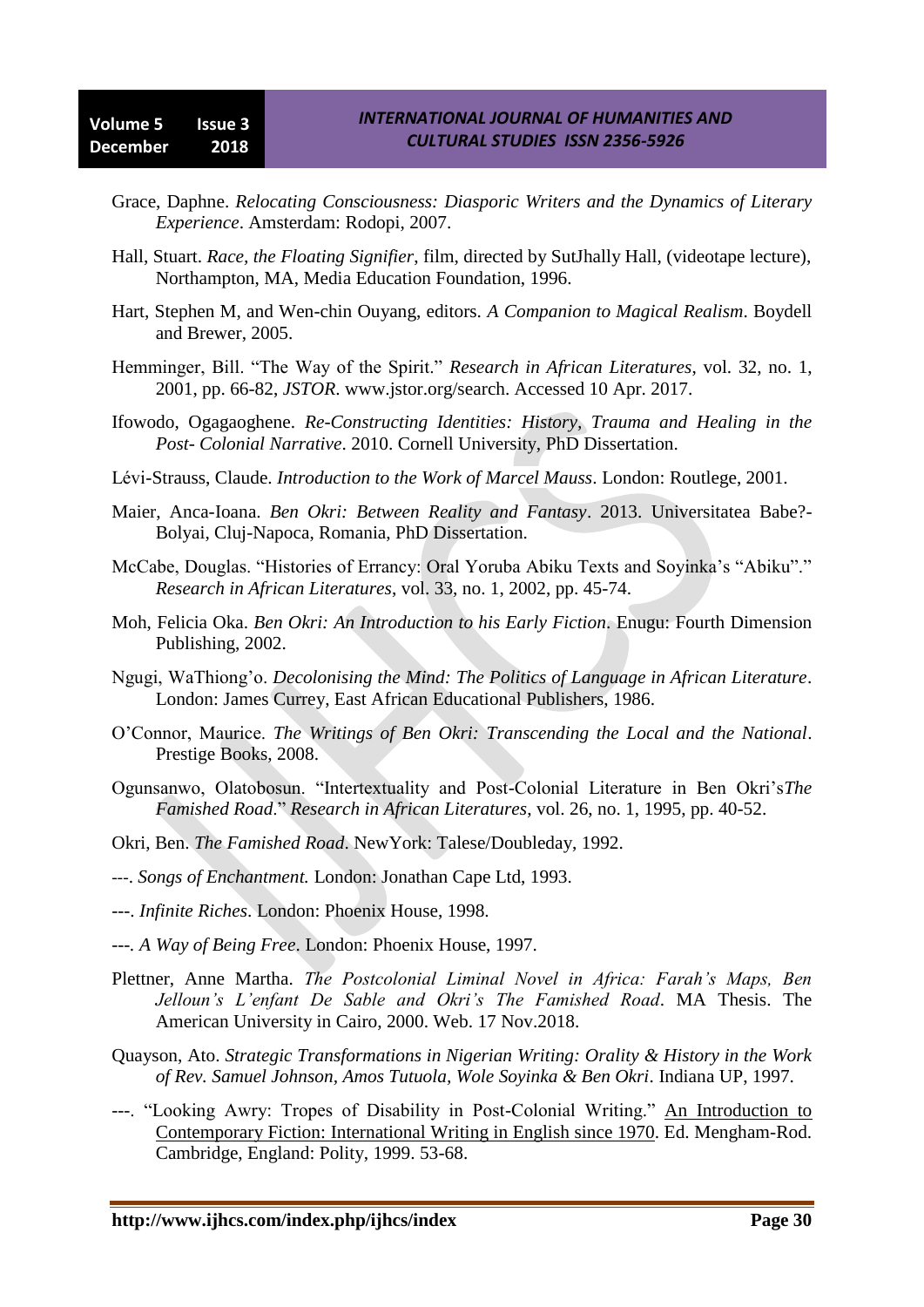Grace, Daphne. *Relocating Consciousness: Diasporic Writers and the Dynamics of Literary Experience*. Amsterdam: Rodopi, 2007.

Hall, Stuart. *Race, the Floating Signifier*, film, directed by SutJhally Hall, (videotape lecture), Northampton, MA, Media Education Foundation, 1996.

Hart, Stephen M, and Wen-chin Ouyang, editors. *A Companion to Magical Realism*. Boydell and Brewer, 2005.

Hemminger, Bill. "The Way of the Spirit." *Research in African Literatures*, vol. 32, no. 1, 2001, pp. 66-82, *JSTOR*. www.jstor.org/search. Accessed 10 Apr. 2017.

Ifowodo, Ogagaoghene. *Re-Constructing Identities: History, Trauma and Healing in the Post- Colonial Narrative*. 2010. Cornell University, PhD Dissertation.

Lévi-Strauss, Claude. *Introduction to the Work of Marcel Mauss*. London: Routlege, 2001.

Maier, Anca-Ioana. *Ben Okri: Between Reality and Fantasy*. 2013. Universitatea Babe?-Bolyai, Cluj-Napoca, Romania, PhD Dissertation.

McCabe, Douglas. "Histories of Errancy: Oral Yoruba Abiku Texts and Soyinka's "Abiku"." *Research in African Literatures*, vol. 33, no. 1, 2002, pp. 45-74.

Moh, Felicia Oka. *Ben Okri: An Introduction to his Early Fiction*. Enugu: Fourth Dimension Publishing, 2002.

Ngugi, WaThiong'o. *Decolonising the Mind: The Politics of Language in African Literature*. London: James Currey, East African Educational Publishers, 1986.

O'Connor, Maurice. *The Writings of Ben Okri: Transcending the Local and the National*. Prestige Books, 2008.

Ogunsanwo, Olatobosun. "Intertextuality and Post-Colonial Literature in Ben Okri's*The Famished Road*." *Research in African Literatures*, vol. 26, no. 1, 1995, pp. 40-52.

Okri, Ben. *The Famished Road*. NewYork: Talese/Doubleday, 1992.

---. *Songs of Enchantment.* London: Jonathan Cape Ltd, 1993.

---. *Infinite Riches*. London: Phoenix House, 1998.

---. *A Way of Being Free*. London: Phoenix House, 1997.

Plettner, Anne Martha. *The Postcolonial Liminal Novel in Africa: Farah's Maps, Ben Jelloun's L'enfant De Sable and Okri's The Famished Road*. MA Thesis. The American University in Cairo, 2000. Web. 17 Nov.2018.

Quayson, Ato. *Strategic Transformations in Nigerian Writing: Orality & History in the Work of Rev. Samuel Johnson, Amos Tutuola, Wole Soyinka & Ben Okri*. Indiana UP, 1997.

---. "Looking Awry: Tropes of Disability in Post-Colonial Writing." An Introduction to Contemporary Fiction: International Writing in English since 1970. Ed. Mengham-Rod. Cambridge, England: Polity, 1999. 53-68.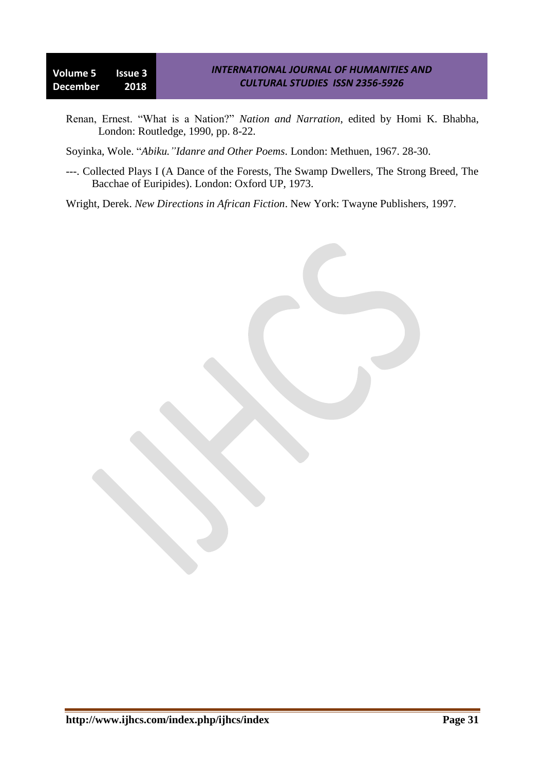Renan, Ernest. "What is a Nation?" *Nation and Narration*, edited by Homi K. Bhabha, London: Routledge, 1990, pp. 8-22.

Soyinka, Wole. "*Abiku."Idanre and Other Poems*. London: Methuen, 1967. 28-30.

---. Collected Plays I (A Dance of the Forests, The Swamp Dwellers, The Strong Breed, The Bacchae of Euripides). London: Oxford UP, 1973.

Wright, Derek. *New Directions in African Fiction*. New York: Twayne Publishers, 1997.